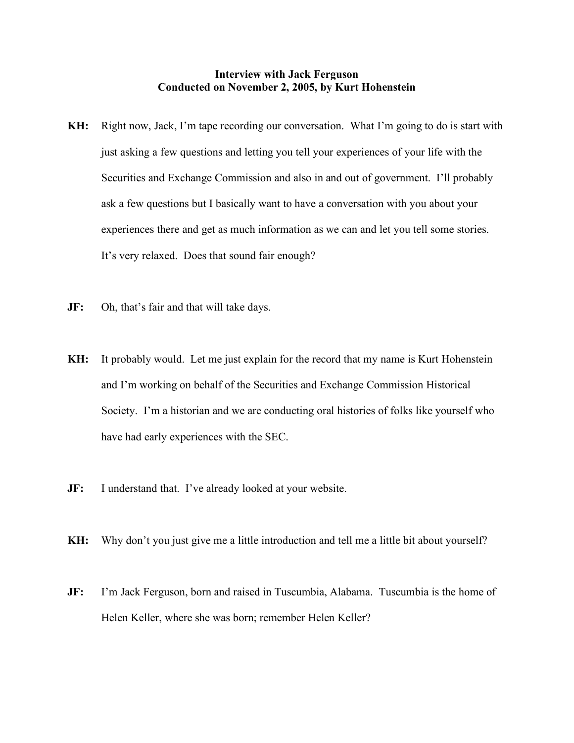**Interview with Jack Ferguson**
**Conducted on November 2, 2005, by Kurt Hohenstein**

**KH:** Right now, Jack, I'm tape recording our conversation. What I'm going to do is start with just asking a few questions and letting you tell your experiences of your life with the Securities and Exchange Commission and also in and out of government. I'll probably ask a few questions but I basically want to have a conversation with you about your experiences there and get as much information as we can and let you tell some stories. It's very relaxed. Does that sound fair enough?

**JF:** Oh, that's fair and that will take days.

**KH:** It probably would. Let me just explain for the record that my name is Kurt Hohenstein and I'm working on behalf of the Securities and Exchange Commission Historical Society. I'm a historian and we are conducting oral histories of folks like yourself who have had early experiences with the SEC.

**JF:** I understand that. I've already looked at your website.

**KH:** Why don't you just give me a little introduction and tell me a little bit about yourself?

**JF:** I'm Jack Ferguson, born and raised in Tuscumbia, Alabama. Tuscumbia is the home of Helen Keller, where she was born; remember Helen Keller?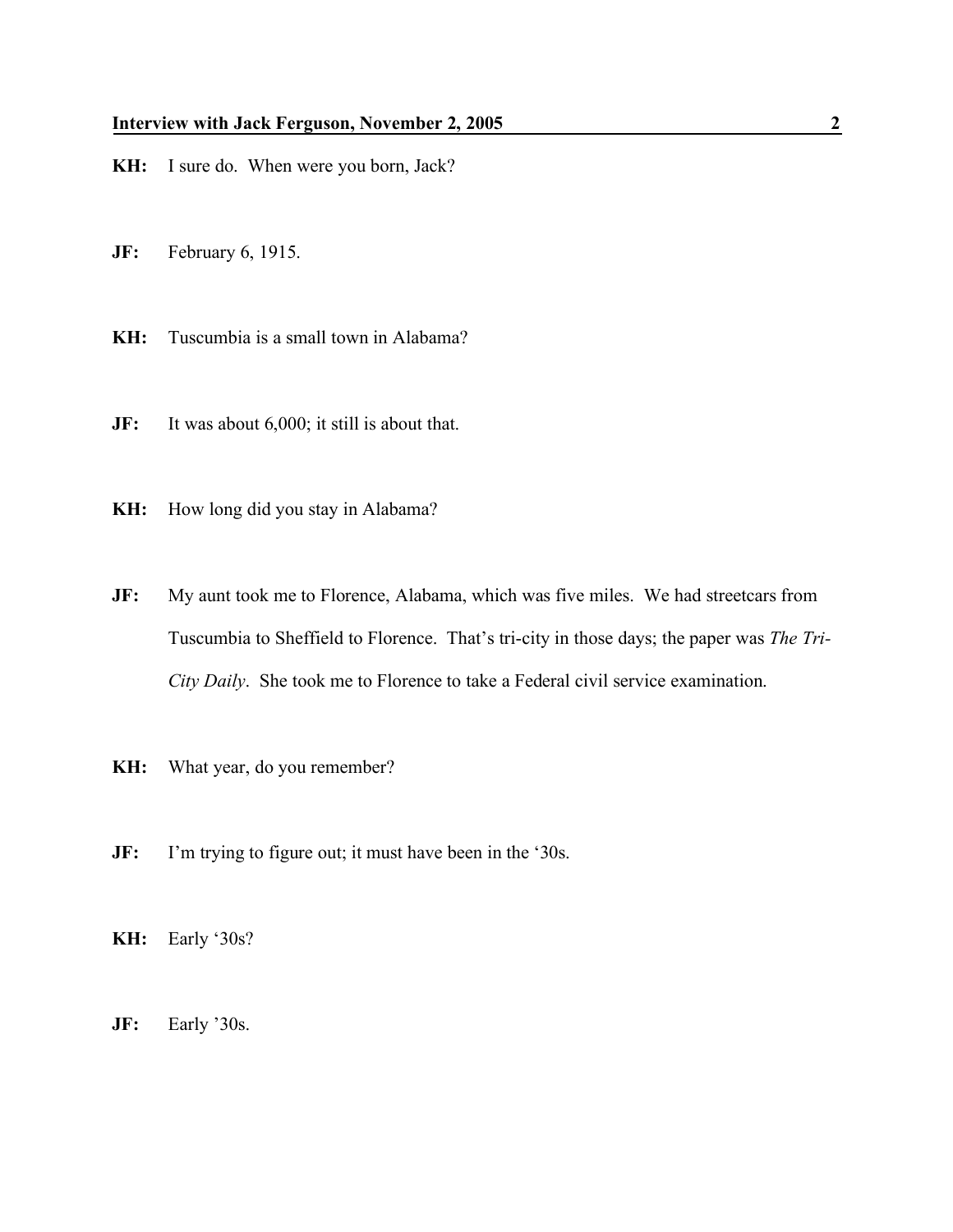**KH:** I sure do. When were you born, Jack?

**JF:** February 6, 1915.

**KH:** Tuscumbia is a small town in Alabama?

**JF:** It was about 6,000; it still is about that.

**KH:** How long did you stay in Alabama?

**JF:** My aunt took me to Florence, Alabama, which was five miles. We had streetcars from Tuscumbia to Sheffield to Florence. That's tri-city in those days; the paper was *The Tri-City Daily*. She took me to Florence to take a Federal civil service examination.

**KH:** What year, do you remember?

**JF:** I'm trying to figure out; it must have been in the '30s.

**KH:** Early '30s?

**JF:** Early '30s.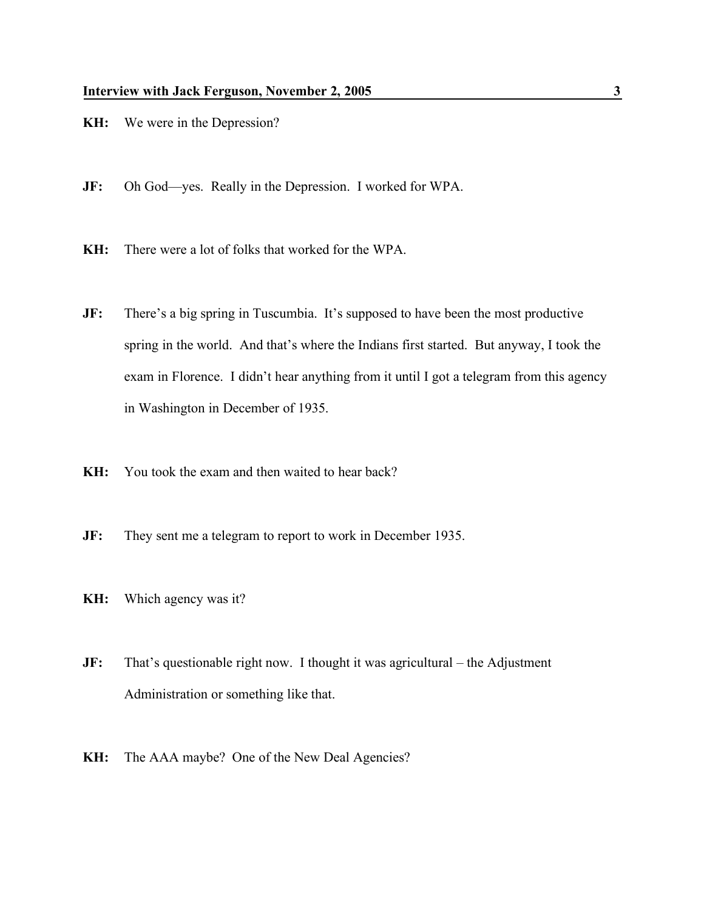**KH:** We were in the Depression?

**JF:** Oh God—yes. Really in the Depression. I worked for WPA.

**KH:** There were a lot of folks that worked for the WPA.

**JF:** There's a big spring in Tuscumbia. It's supposed to have been the most productive spring in the world. And that's where the Indians first started. But anyway, I took the exam in Florence. I didn't hear anything from it until I got a telegram from this agency in Washington in December of 1935.

**KH:** You took the exam and then waited to hear back?

**JF:** They sent me a telegram to report to work in December 1935.

**KH:** Which agency was it?

**JF:** That's questionable right now. I thought it was agricultural – the Adjustment Administration or something like that.

**KH:** The AAA maybe? One of the New Deal Agencies?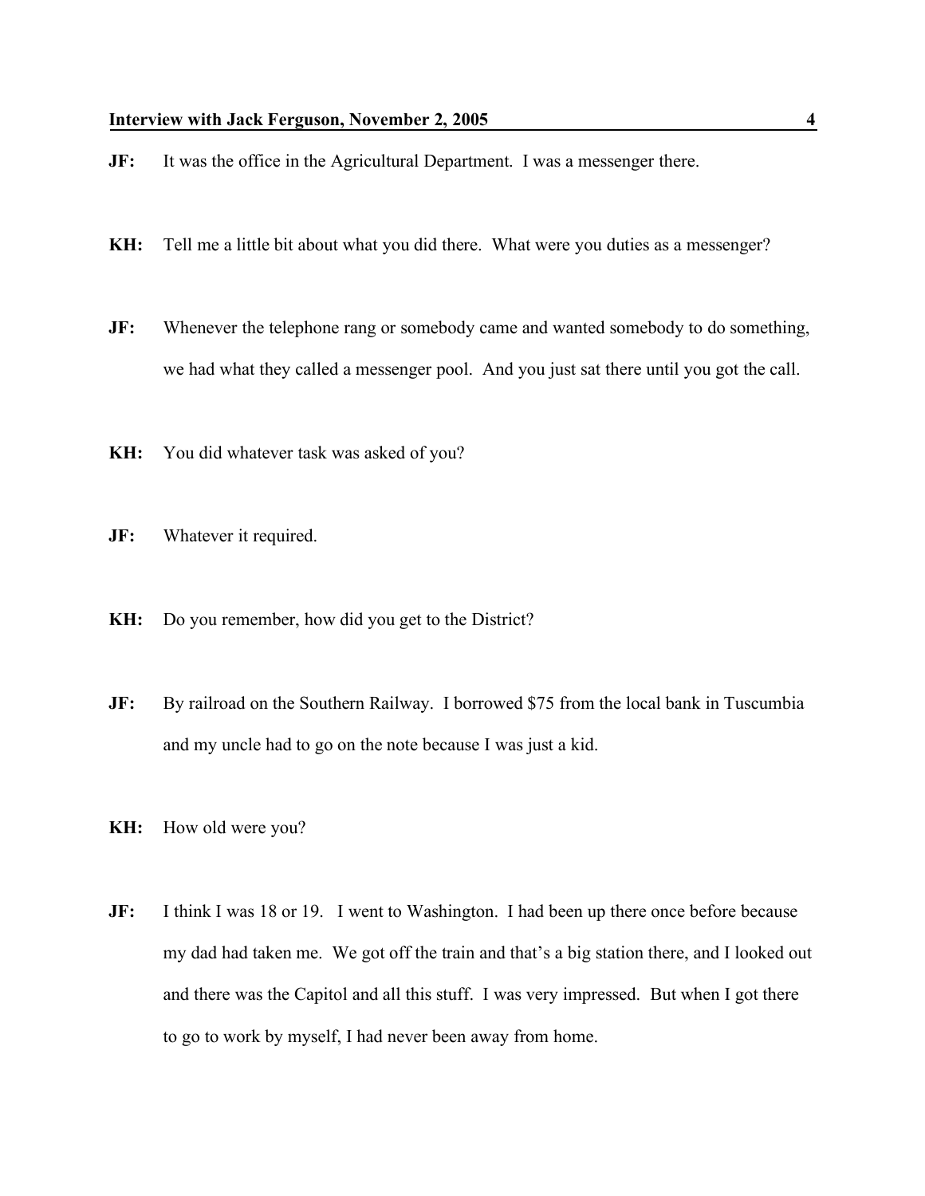**JF:** It was the office in the Agricultural Department. I was a messenger there.

**KH:** Tell me a little bit about what you did there. What were you duties as a messenger?

**JF:** Whenever the telephone rang or somebody came and wanted somebody to do something, we had what they called a messenger pool. And you just sat there until you got the call.

**KH:** You did whatever task was asked of you?

**JF:** Whatever it required.

**KH:** Do you remember, how did you get to the District?

**JF:** By railroad on the Southern Railway. I borrowed $75 from the local bank in Tuscumbia and my uncle had to go on the note because I was just a kid.

**KH:** How old were you?

**JF:** I think I was 18 or 19. I went to Washington. I had been up there once before because my dad had taken me. We got off the train and that's a big station there, and I looked out and there was the Capitol and all this stuff. I was very impressed. But when I got there to go to work by myself, I had never been away from home.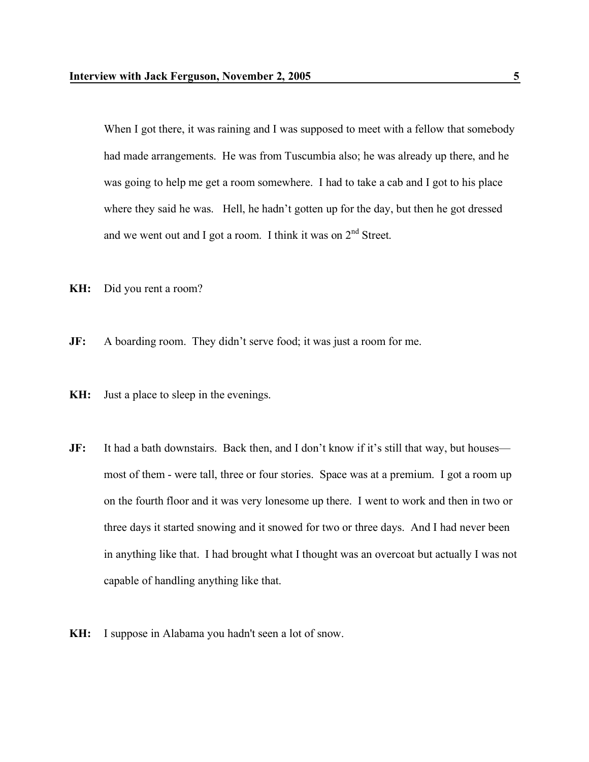When I got there, it was raining and I was supposed to meet with a fellow that somebody had made arrangements. He was from Tuscumbia also; he was already up there, and he was going to help me get a room somewhere. I had to take a cab and I got to his place where they said he was. Hell, he hadn't gotten up for the day, but then he got dressed and we went out and I got a room. I think it was on 2nd Street.

**KH:** Did you rent a room?

**JF:** A boarding room. They didn't serve food; it was just a room for me.

**KH:** Just a place to sleep in the evenings.

**JF:** It had a bath downstairs. Back then, and I don't know if it's still that way, but houses—most of them - were tall, three or four stories. Space was at a premium. I got a room up on the fourth floor and it was very lonesome up there. I went to work and then in two or three days it started snowing and it snowed for two or three days. And I had never been in anything like that. I had brought what I thought was an overcoat but actually I was not capable of handling anything like that.

**KH:** I suppose in Alabama you hadn't seen a lot of snow.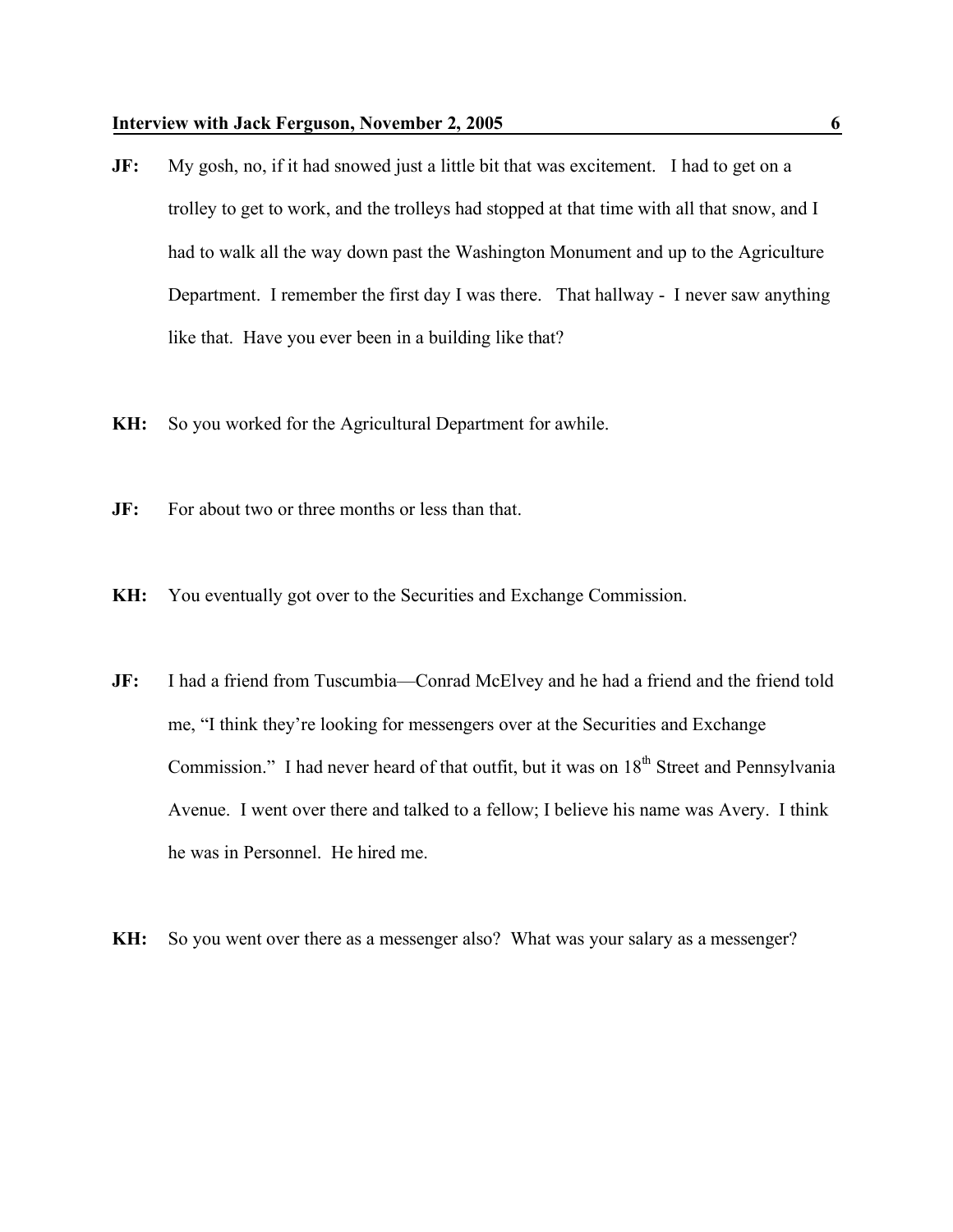**JF:** My gosh, no, if it had snowed just a little bit that was excitement. I had to get on a trolley to get to work, and the trolleys had stopped at that time with all that snow, and I had to walk all the way down past the Washington Monument and up to the Agriculture Department. I remember the first day I was there. That hallway - I never saw anything like that. Have you ever been in a building like that?

**KH:** So you worked for the Agricultural Department for awhile.

**JF:** For about two or three months or less than that.

**KH:** You eventually got over to the Securities and Exchange Commission.

**JF:** I had a friend from Tuscumbia—Conrad McElvey and he had a friend and the friend told me, "I think they're looking for messengers over at the Securities and Exchange Commission." I had never heard of that outfit, but it was on 18th Street and Pennsylvania Avenue. I went over there and talked to a fellow; I believe his name was Avery. I think he was in Personnel. He hired me.

**KH:** So you went over there as a messenger also? What was your salary as a messenger?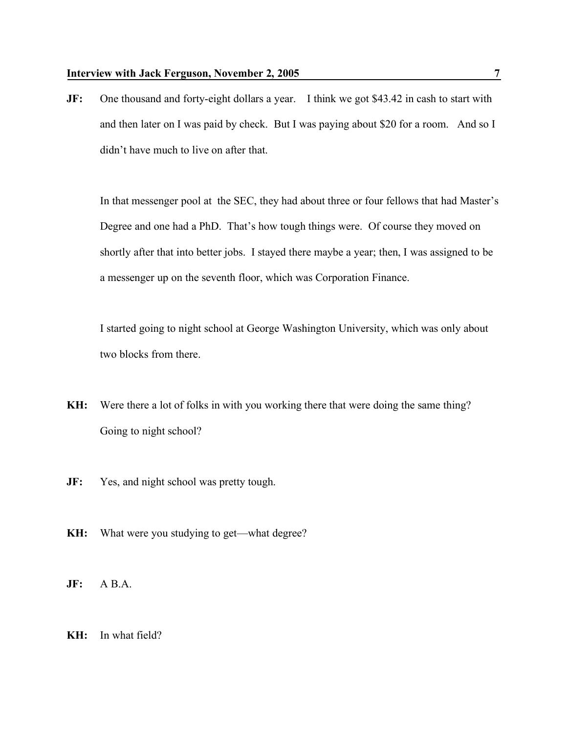**JF:** One thousand and forty-eight dollars a year. I think we got $43.42 in cash to start with and then later on I was paid by check. But I was paying about $20 for a room. And so I didn't have much to live on after that.

In that messenger pool at the SEC, they had about three or four fellows that had Master's Degree and one had a PhD. That's how tough things were. Of course they moved on shortly after that into better jobs. I stayed there maybe a year; then, I was assigned to be a messenger up on the seventh floor, which was Corporation Finance.

I started going to night school at George Washington University, which was only about two blocks from there.

**KH:** Were there a lot of folks in with you working there that were doing the same thing? Going to night school?

**JF:** Yes, and night school was pretty tough.

**KH:** What were you studying to get—what degree?

**JF:** A B.A.

**KH:** In what field?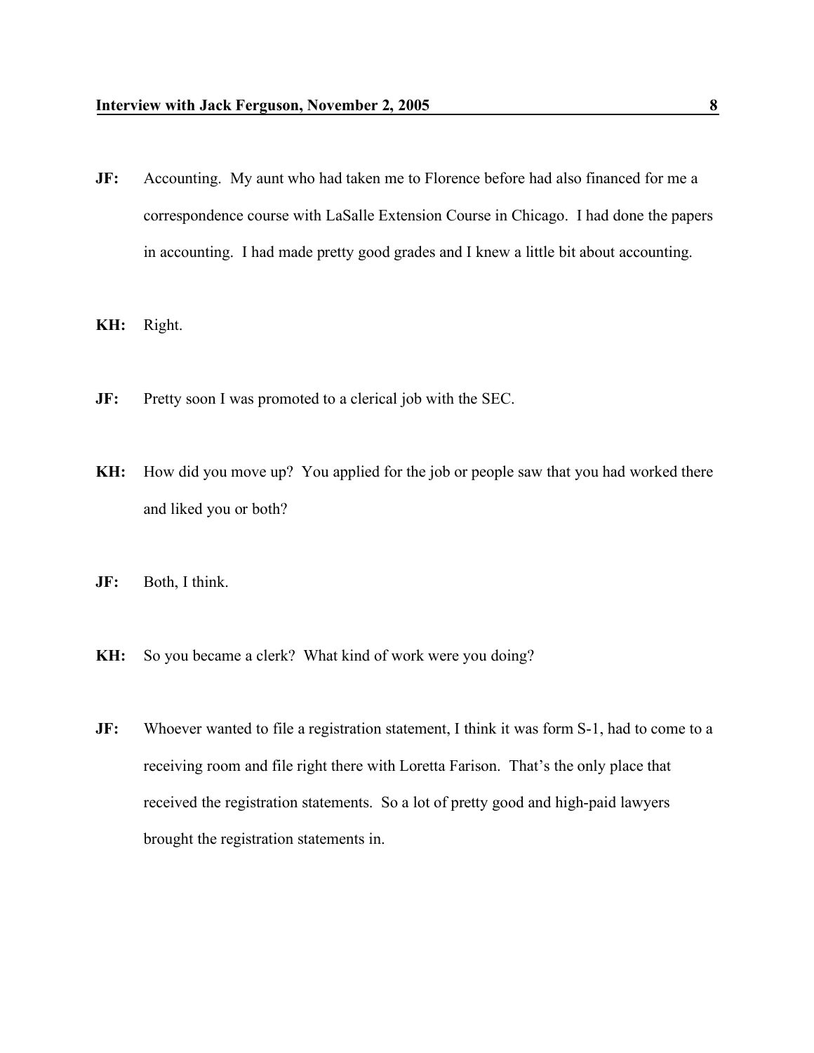**JF:** Accounting. My aunt who had taken me to Florence before had also financed for me a correspondence course with LaSalle Extension Course in Chicago. I had done the papers in accounting. I had made pretty good grades and I knew a little bit about accounting.

**KH:** Right.

**JF:** Pretty soon I was promoted to a clerical job with the SEC.

**KH:** How did you move up? You applied for the job or people saw that you had worked there and liked you or both?

**JF:** Both, I think.

**KH:** So you became a clerk? What kind of work were you doing?

**JF:** Whoever wanted to file a registration statement, I think it was form S-1, had to come to a receiving room and file right there with Loretta Farison. That's the only place that received the registration statements. So a lot of pretty good and high-paid lawyers brought the registration statements in.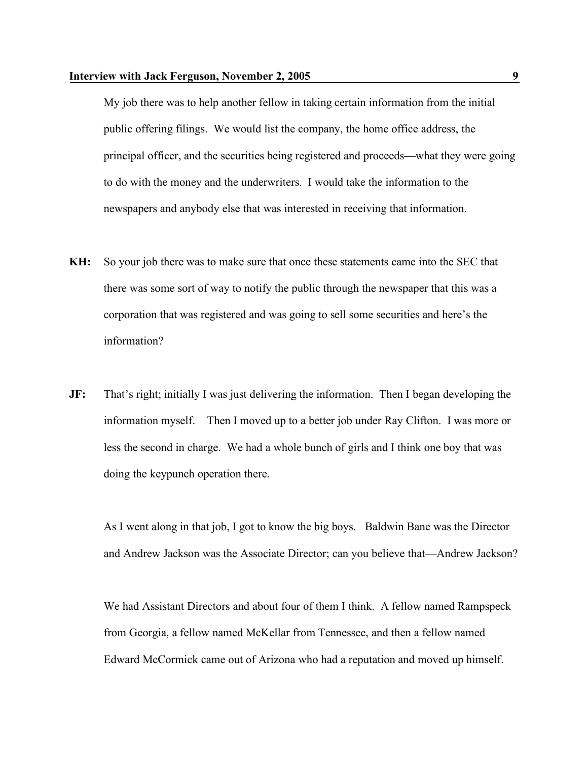My job there was to help another fellow in taking certain information from the initial public offering filings. We would list the company, the home office address, the principal officer, and the securities being registered and proceeds—what they were going to do with the money and the underwriters. I would take the information to the newspapers and anybody else that was interested in receiving that information.

**KH:** So your job there was to make sure that once these statements came into the SEC that there was some sort of way to notify the public through the newspaper that this was a corporation that was registered and was going to sell some securities and here's the information?

**JF:** That's right; initially I was just delivering the information. Then I began developing the information myself. Then I moved up to a better job under Ray Clifton. I was more or less the second in charge. We had a whole bunch of girls and I think one boy that was doing the keypunch operation there.

As I went along in that job, I got to know the big boys. Baldwin Bane was the Director and Andrew Jackson was the Associate Director; can you believe that—Andrew Jackson?

We had Assistant Directors and about four of them I think. A fellow named Rampspeck from Georgia, a fellow named McKellar from Tennessee, and then a fellow named Edward McCormick came out of Arizona who had a reputation and moved up himself.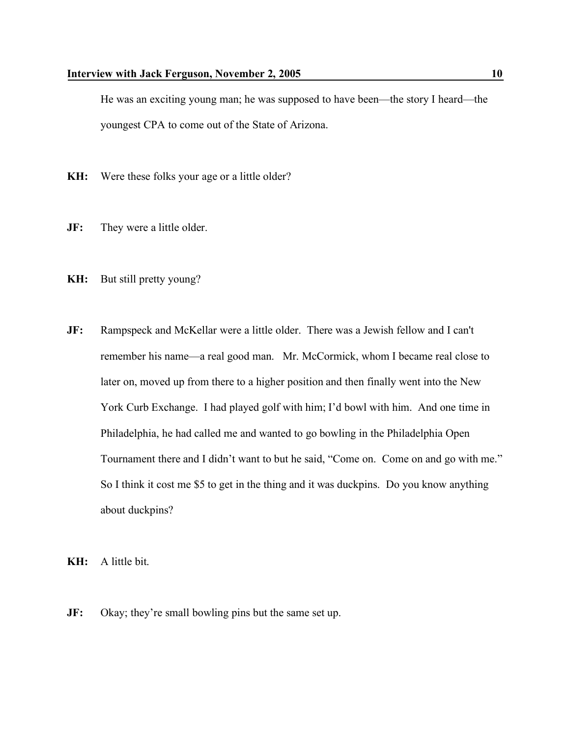He was an exciting young man; he was supposed to have been—the story I heard—the youngest CPA to come out of the State of Arizona.

**KH:** Were these folks your age or a little older?

**JF:** They were a little older.

**KH:** But still pretty young?

**JF:** Rampspeck and McKellar were a little older. There was a Jewish fellow and I can't remember his name—a real good man. Mr. McCormick, whom I became real close to later on, moved up from there to a higher position and then finally went into the New York Curb Exchange. I had played golf with him; I'd bowl with him. And one time in Philadelphia, he had called me and wanted to go bowling in the Philadelphia Open Tournament there and I didn't want to but he said, "Come on. Come on and go with me." So I think it cost me $5 to get in the thing and it was duckpins. Do you know anything about duckpins?

**KH:** A little bit.

**JF:** Okay; they're small bowling pins but the same set up.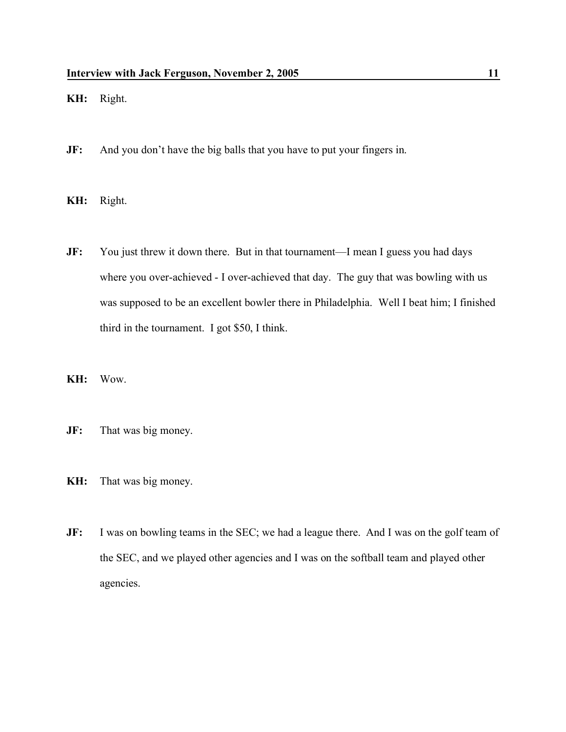**KH:** Right.

**JF:** And you don't have the big balls that you have to put your fingers in.

**KH:** Right.

**JF:** You just threw it down there. But in that tournament—I mean I guess you had days where you over-achieved - I over-achieved that day. The guy that was bowling with us was supposed to be an excellent bowler there in Philadelphia. Well I beat him; I finished third in the tournament. I got $50, I think.

**KH:** Wow.

**JF:** That was big money.

**KH:** That was big money.

**JF:** I was on bowling teams in the SEC; we had a league there. And I was on the golf team of the SEC, and we played other agencies and I was on the softball team and played other agencies.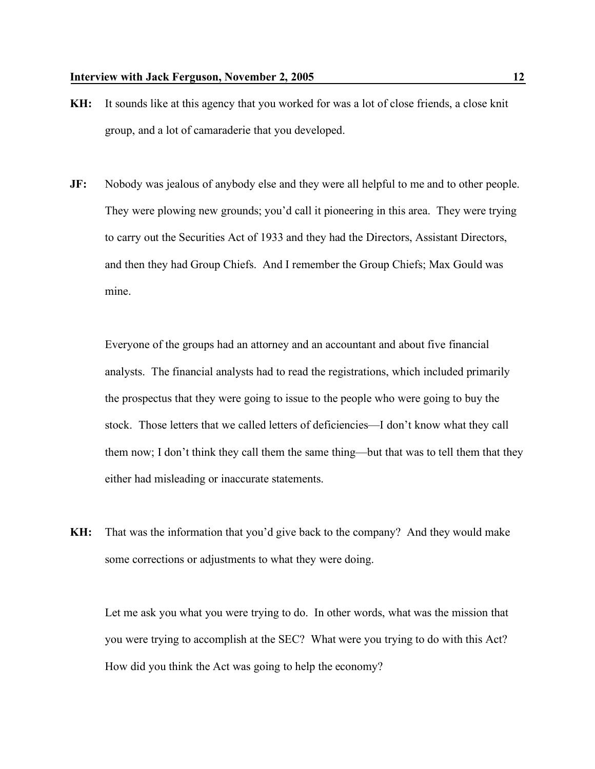**KH:** It sounds like at this agency that you worked for was a lot of close friends, a close knit group, and a lot of camaraderie that you developed.

**JF:** Nobody was jealous of anybody else and they were all helpful to me and to other people. They were plowing new grounds; you'd call it pioneering in this area. They were trying to carry out the Securities Act of 1933 and they had the Directors, Assistant Directors, and then they had Group Chiefs. And I remember the Group Chiefs; Max Gould was mine.

Everyone of the groups had an attorney and an accountant and about five financial analysts. The financial analysts had to read the registrations, which included primarily the prospectus that they were going to issue to the people who were going to buy the stock. Those letters that we called letters of deficiencies—I don't know what they call them now; I don't think they call them the same thing—but that was to tell them that they either had misleading or inaccurate statements.

**KH:** That was the information that you'd give back to the company? And they would make some corrections or adjustments to what they were doing.

Let me ask you what you were trying to do. In other words, what was the mission that you were trying to accomplish at the SEC? What were you trying to do with this Act? How did you think the Act was going to help the economy?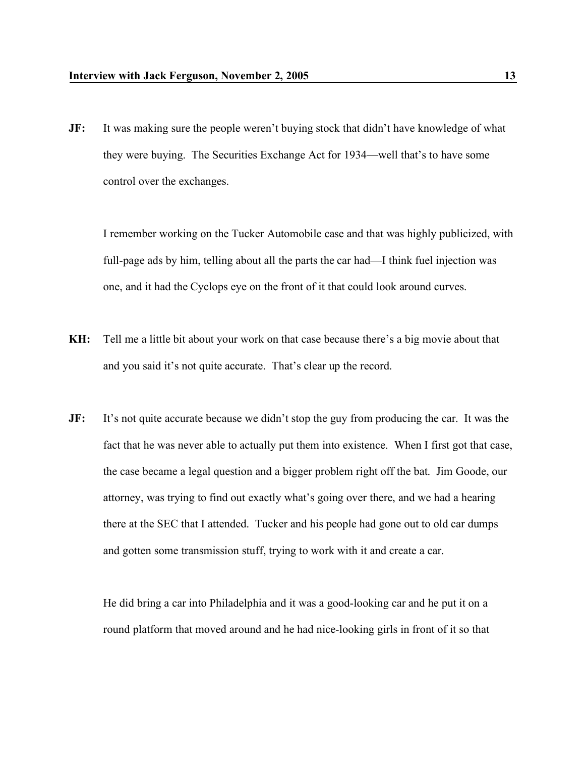**JF:** It was making sure the people weren't buying stock that didn't have knowledge of what they were buying. The Securities Exchange Act for 1934—well that's to have some control over the exchanges.

I remember working on the Tucker Automobile case and that was highly publicized, with full-page ads by him, telling about all the parts the car had—I think fuel injection was one, and it had the Cyclops eye on the front of it that could look around curves.

**KH:** Tell me a little bit about your work on that case because there's a big movie about that and you said it's not quite accurate. That's clear up the record.

**JF:** It's not quite accurate because we didn't stop the guy from producing the car. It was the fact that he was never able to actually put them into existence. When I first got that case, the case became a legal question and a bigger problem right off the bat. Jim Goode, our attorney, was trying to find out exactly what's going over there, and we had a hearing there at the SEC that I attended. Tucker and his people had gone out to old car dumps and gotten some transmission stuff, trying to work with it and create a car.

He did bring a car into Philadelphia and it was a good-looking car and he put it on a round platform that moved around and he had nice-looking girls in front of it so that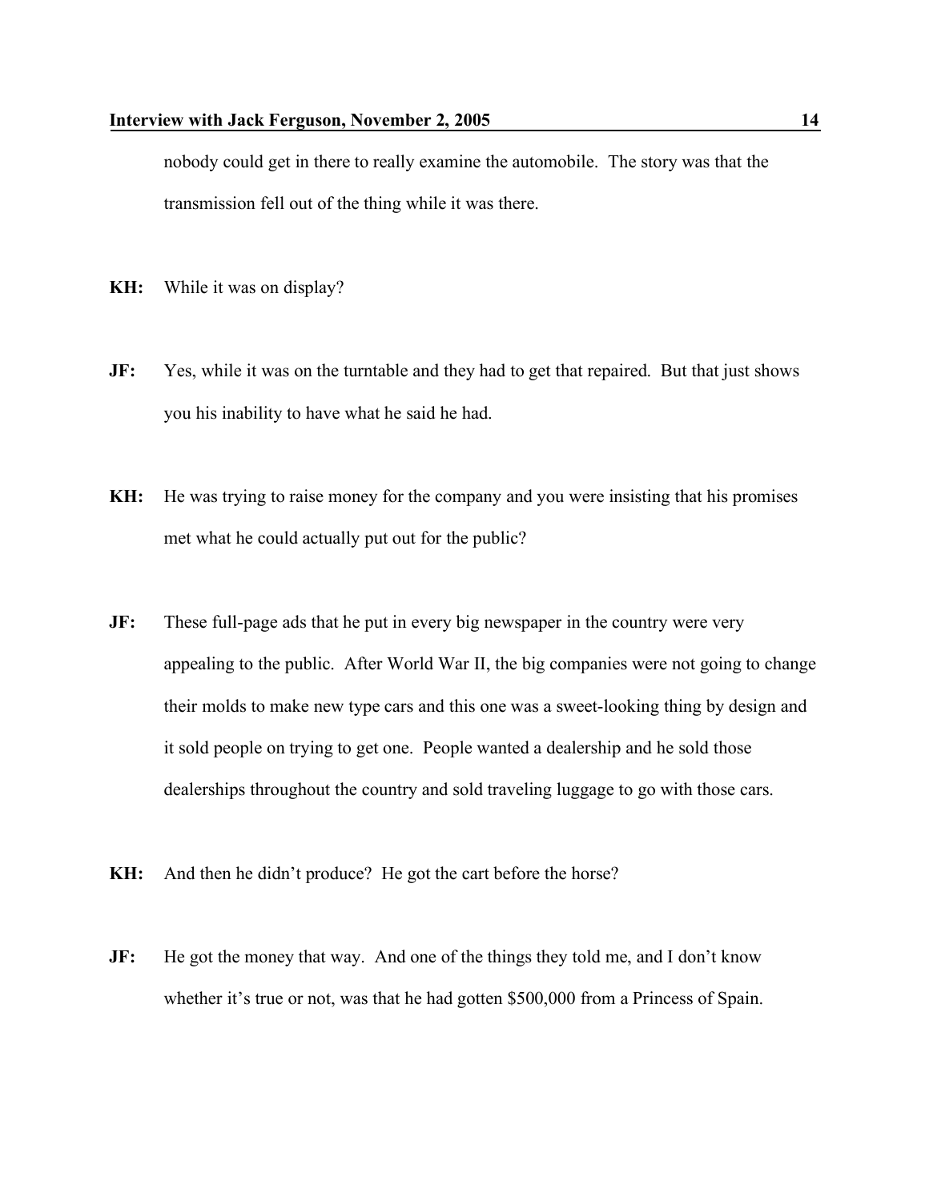nobody could get in there to really examine the automobile. The story was that the transmission fell out of the thing while it was there.

**KH:** While it was on display?

**JF:** Yes, while it was on the turntable and they had to get that repaired. But that just shows you his inability to have what he said he had.

**KH:** He was trying to raise money for the company and you were insisting that his promises met what he could actually put out for the public?

**JF:** These full-page ads that he put in every big newspaper in the country were very appealing to the public. After World War II, the big companies were not going to change their molds to make new type cars and this one was a sweet-looking thing by design and it sold people on trying to get one. People wanted a dealership and he sold those dealerships throughout the country and sold traveling luggage to go with those cars.

**KH:** And then he didn't produce? He got the cart before the horse?

**JF:** He got the money that way. And one of the things they told me, and I don't know whether it's true or not, was that he had gotten $500,000 from a Princess of Spain.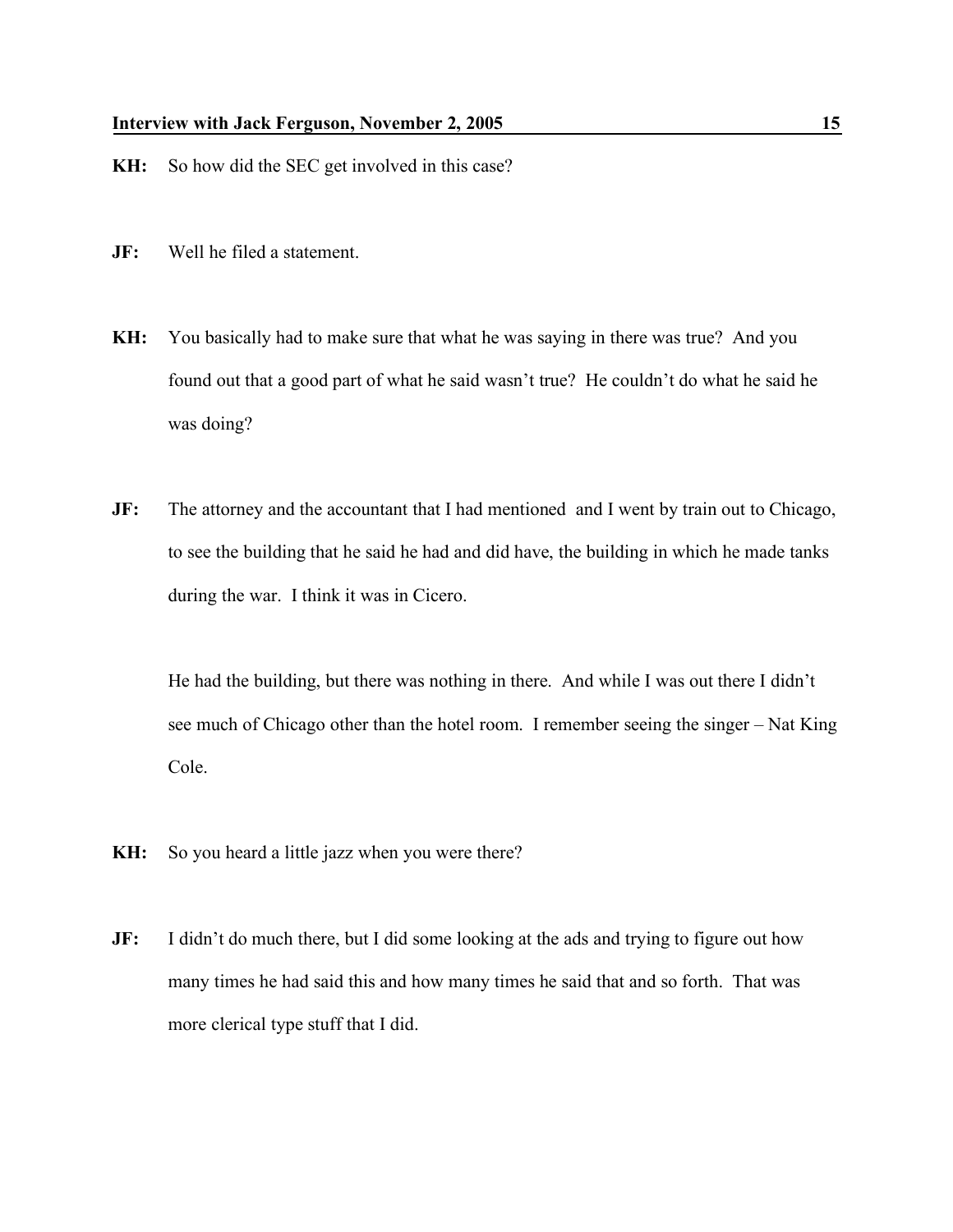**KH:** So how did the SEC get involved in this case?

**JF:** Well he filed a statement.

**KH:** You basically had to make sure that what he was saying in there was true? And you found out that a good part of what he said wasn't true? He couldn't do what he said he was doing?

**JF:** The attorney and the accountant that I had mentioned and I went by train out to Chicago, to see the building that he said he had and did have, the building in which he made tanks during the war. I think it was in Cicero.

He had the building, but there was nothing in there. And while I was out there I didn't see much of Chicago other than the hotel room. I remember seeing the singer – Nat King Cole.

**KH:** So you heard a little jazz when you were there?

**JF:** I didn't do much there, but I did some looking at the ads and trying to figure out how many times he had said this and how many times he said that and so forth. That was more clerical type stuff that I did.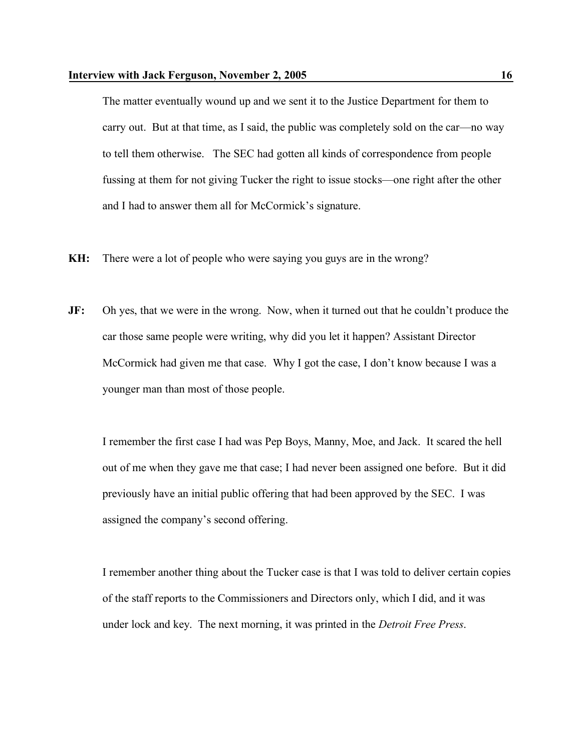The matter eventually wound up and we sent it to the Justice Department for them to carry out. But at that time, as I said, the public was completely sold on the car—no way to tell them otherwise. The SEC had gotten all kinds of correspondence from people fussing at them for not giving Tucker the right to issue stocks—one right after the other and I had to answer them all for McCormick's signature.

**KH:** There were a lot of people who were saying you guys are in the wrong?

**JF:** Oh yes, that we were in the wrong. Now, when it turned out that he couldn't produce the car those same people were writing, why did you let it happen? Assistant Director McCormick had given me that case. Why I got the case, I don't know because I was a younger man than most of those people.

I remember the first case I had was Pep Boys, Manny, Moe, and Jack. It scared the hell out of me when they gave me that case; I had never been assigned one before. But it did previously have an initial public offering that had been approved by the SEC. I was assigned the company's second offering.

I remember another thing about the Tucker case is that I was told to deliver certain copies of the staff reports to the Commissioners and Directors only, which I did, and it was under lock and key. The next morning, it was printed in the *Detroit Free Press*.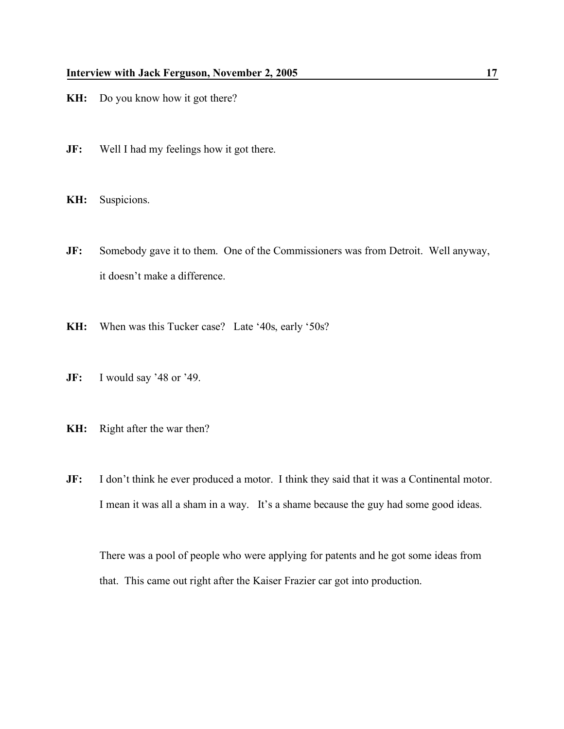**KH:** Do you know how it got there?

**JF:** Well I had my feelings how it got there.

**KH:** Suspicions.

**JF:** Somebody gave it to them. One of the Commissioners was from Detroit. Well anyway, it doesn't make a difference.

**KH:** When was this Tucker case? Late '40s, early '50s?

**JF:** I would say '48 or '49.

**KH:** Right after the war then?

**JF:** I don't think he ever produced a motor. I think they said that it was a Continental motor. I mean it was all a sham in a way. It's a shame because the guy had some good ideas.

There was a pool of people who were applying for patents and he got some ideas from that. This came out right after the Kaiser Frazier car got into production.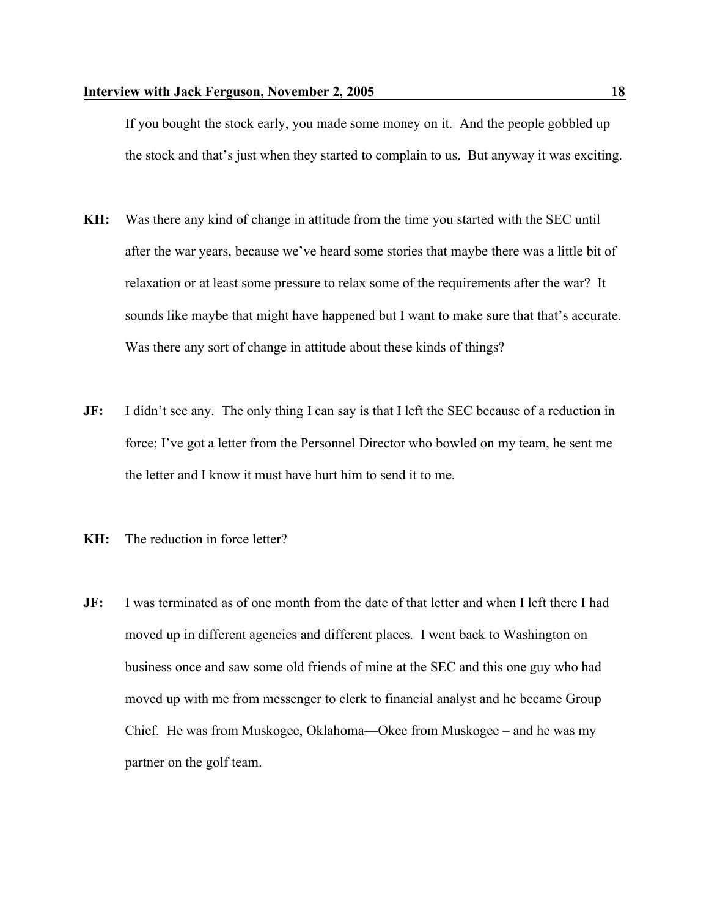If you bought the stock early, you made some money on it. And the people gobbled up the stock and that's just when they started to complain to us. But anyway it was exciting.

**KH:** Was there any kind of change in attitude from the time you started with the SEC until after the war years, because we've heard some stories that maybe there was a little bit of relaxation or at least some pressure to relax some of the requirements after the war? It sounds like maybe that might have happened but I want to make sure that that's accurate. Was there any sort of change in attitude about these kinds of things?

**JF:** I didn't see any. The only thing I can say is that I left the SEC because of a reduction in force; I've got a letter from the Personnel Director who bowled on my team, he sent me the letter and I know it must have hurt him to send it to me.

**KH:** The reduction in force letter?

**JF:** I was terminated as of one month from the date of that letter and when I left there I had moved up in different agencies and different places. I went back to Washington on business once and saw some old friends of mine at the SEC and this one guy who had moved up with me from messenger to clerk to financial analyst and he became Group Chief. He was from Muskogee, Oklahoma—Okee from Muskogee – and he was my partner on the golf team.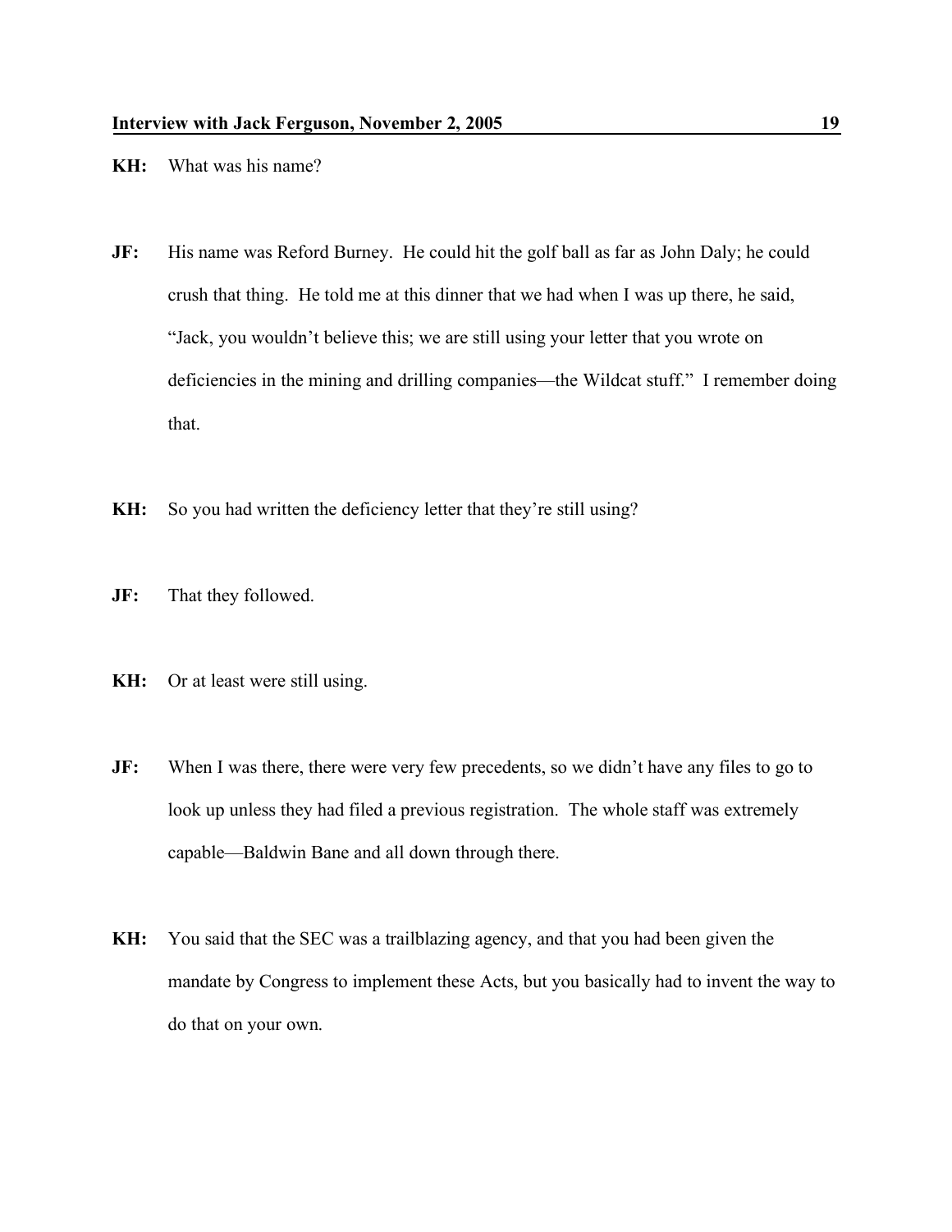**KH:** What was his name?

**JF:** His name was Reford Burney. He could hit the golf ball as far as John Daly; he could crush that thing. He told me at this dinner that we had when I was up there, he said, "Jack, you wouldn't believe this; we are still using your letter that you wrote on deficiencies in the mining and drilling companies—the Wildcat stuff." I remember doing that.

**KH:** So you had written the deficiency letter that they're still using?

**JF:** That they followed.

**KH:** Or at least were still using.

**JF:** When I was there, there were very few precedents, so we didn't have any files to go to look up unless they had filed a previous registration. The whole staff was extremely capable—Baldwin Bane and all down through there.

**KH:** You said that the SEC was a trailblazing agency, and that you had been given the mandate by Congress to implement these Acts, but you basically had to invent the way to do that on your own.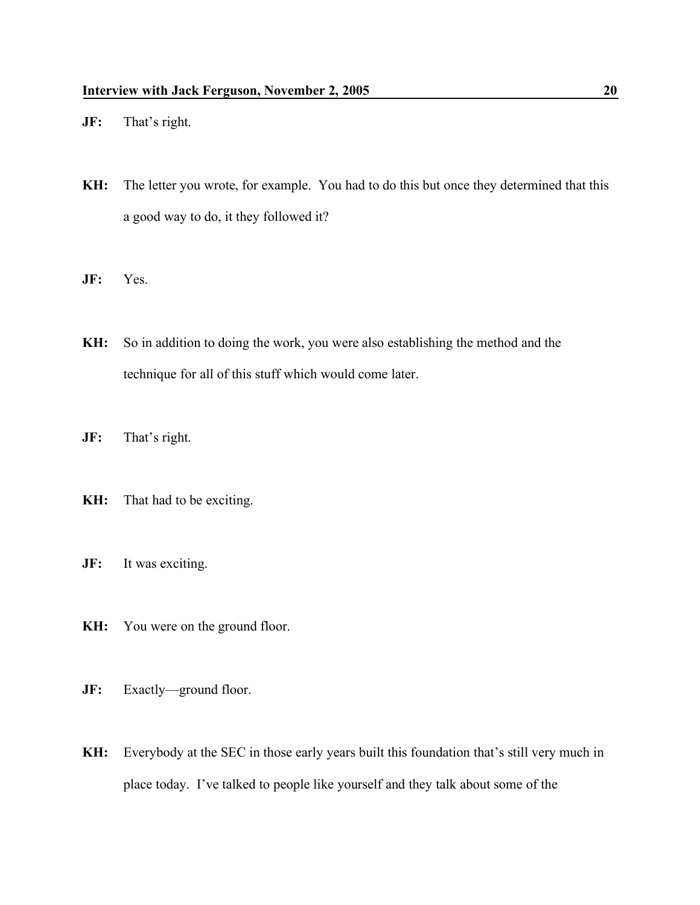**JF:** That's right.

**KH:** The letter you wrote, for example. You had to do this but once they determined that this a good way to do, it they followed it?

**JF:** Yes.

**KH:** So in addition to doing the work, you were also establishing the method and the technique for all of this stuff which would come later.

**JF:** That's right.

**KH:** That had to be exciting.

**JF:** It was exciting.

**KH:** You were on the ground floor.

**JF:** Exactly—ground floor.

**KH:** Everybody at the SEC in those early years built this foundation that's still very much in place today. I've talked to people like yourself and they talk about some of the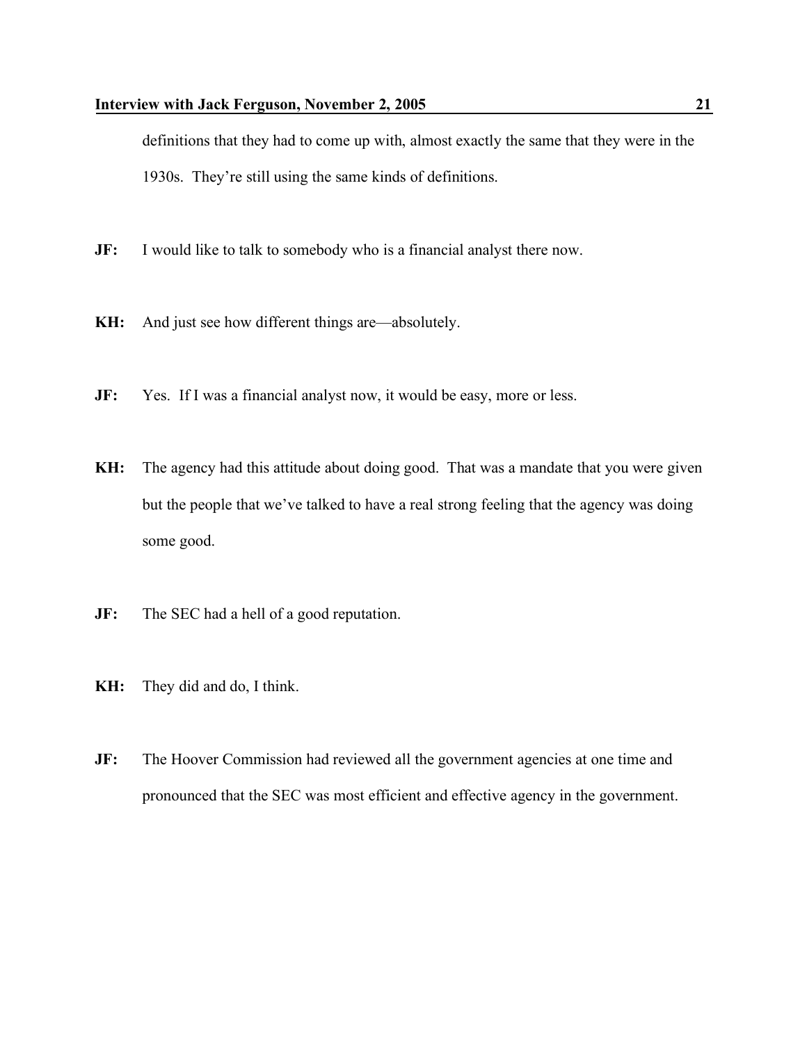definitions that they had to come up with, almost exactly the same that they were in the 1930s. They're still using the same kinds of definitions.

**JF:** I would like to talk to somebody who is a financial analyst there now.

**KH:** And just see how different things are—absolutely.

**JF:** Yes. If I was a financial analyst now, it would be easy, more or less.

**KH:** The agency had this attitude about doing good. That was a mandate that you were given but the people that we've talked to have a real strong feeling that the agency was doing some good.

**JF:** The SEC had a hell of a good reputation.

**KH:** They did and do, I think.

**JF:** The Hoover Commission had reviewed all the government agencies at one time and pronounced that the SEC was most efficient and effective agency in the government.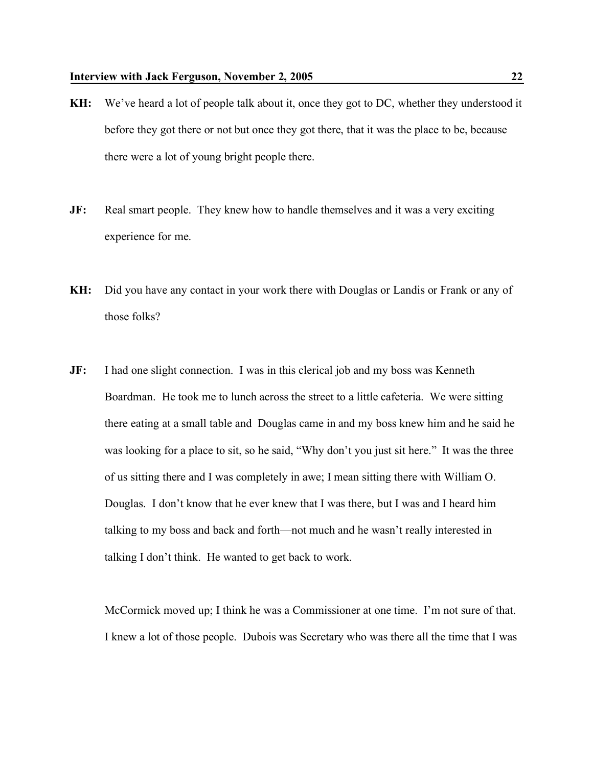**KH:** We've heard a lot of people talk about it, once they got to DC, whether they understood it before they got there or not but once they got there, that it was the place to be, because there were a lot of young bright people there.

**JF:** Real smart people. They knew how to handle themselves and it was a very exciting experience for me.

**KH:** Did you have any contact in your work there with Douglas or Landis or Frank or any of those folks?

**JF:** I had one slight connection. I was in this clerical job and my boss was Kenneth Boardman. He took me to lunch across the street to a little cafeteria. We were sitting there eating at a small table and Douglas came in and my boss knew him and he said he was looking for a place to sit, so he said, "Why don't you just sit here." It was the three of us sitting there and I was completely in awe; I mean sitting there with William O. Douglas. I don't know that he ever knew that I was there, but I was and I heard him talking to my boss and back and forth—not much and he wasn't really interested in talking I don't think. He wanted to get back to work.

McCormick moved up; I think he was a Commissioner at one time. I'm not sure of that. I knew a lot of those people. Dubois was Secretary who was there all the time that I was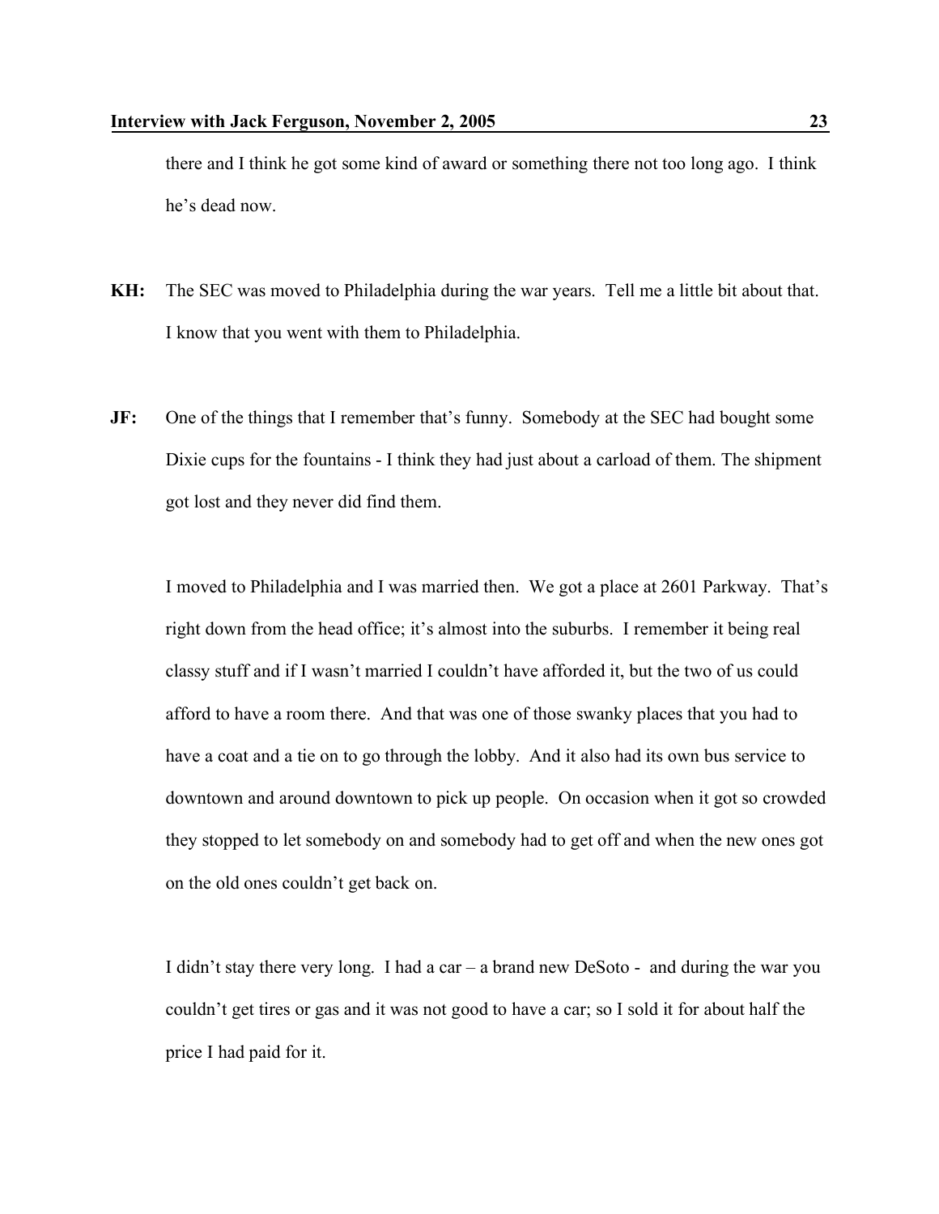there and I think he got some kind of award or something there not too long ago. I think he's dead now.

**KH:** The SEC was moved to Philadelphia during the war years. Tell me a little bit about that. I know that you went with them to Philadelphia.

**JF:** One of the things that I remember that's funny. Somebody at the SEC had bought some Dixie cups for the fountains - I think they had just about a carload of them. The shipment got lost and they never did find them.

I moved to Philadelphia and I was married then. We got a place at 2601 Parkway. That's right down from the head office; it's almost into the suburbs. I remember it being real classy stuff and if I wasn't married I couldn't have afforded it, but the two of us could afford to have a room there. And that was one of those swanky places that you had to have a coat and a tie on to go through the lobby. And it also had its own bus service to downtown and around downtown to pick up people. On occasion when it got so crowded they stopped to let somebody on and somebody had to get off and when the new ones got on the old ones couldn't get back on.

I didn't stay there very long. I had a car – a brand new DeSoto - and during the war you couldn't get tires or gas and it was not good to have a car; so I sold it for about half the price I had paid for it.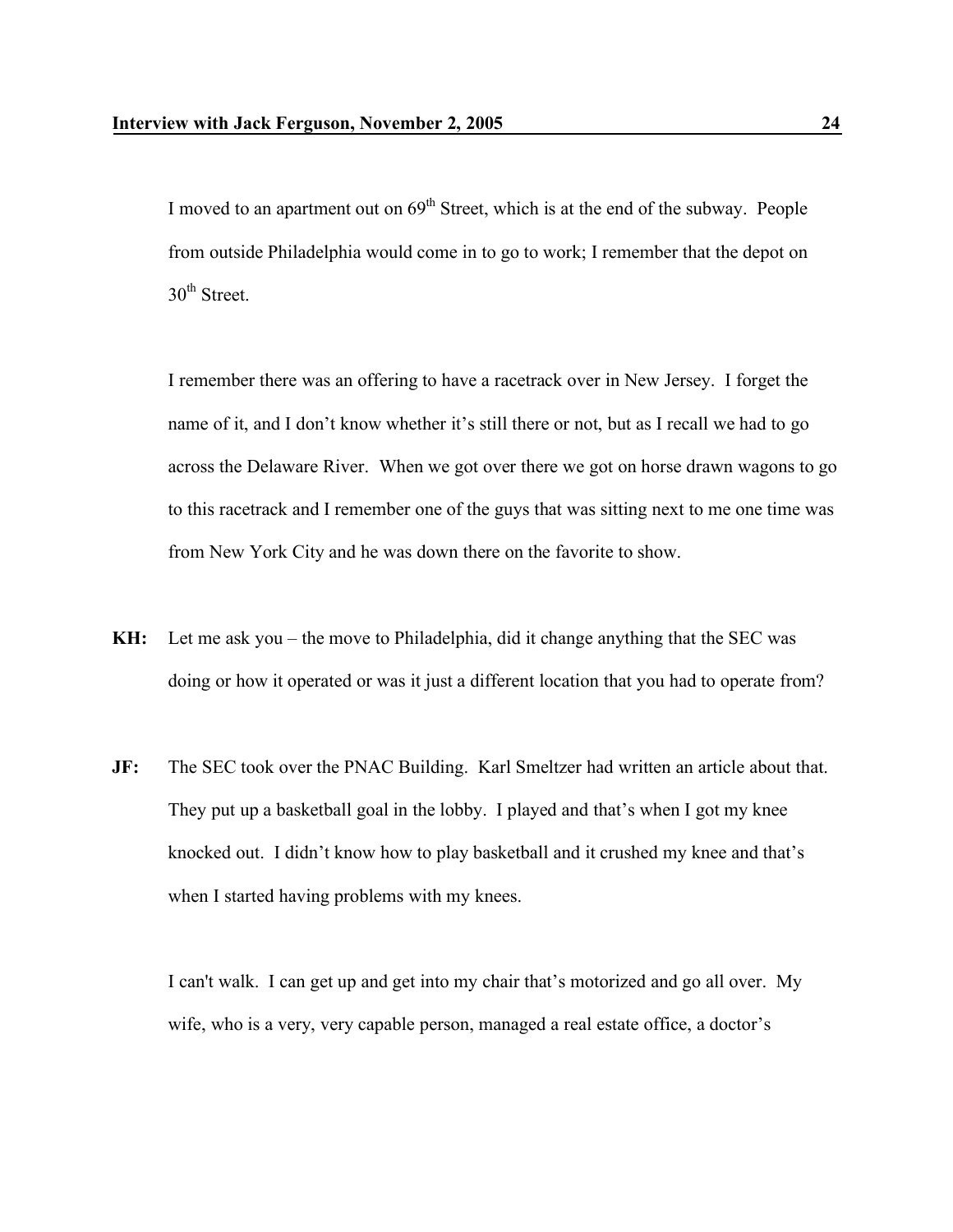I moved to an apartment out on 69th Street, which is at the end of the subway. People from outside Philadelphia would come in to go to work; I remember that the depot on 30th Street.

I remember there was an offering to have a racetrack over in New Jersey. I forget the name of it, and I don't know whether it's still there or not, but as I recall we had to go across the Delaware River. When we got over there we got on horse drawn wagons to go to this racetrack and I remember one of the guys that was sitting next to me one time was from New York City and he was down there on the favorite to show.

**KH:** Let me ask you – the move to Philadelphia, did it change anything that the SEC was doing or how it operated or was it just a different location that you had to operate from?

**JF:** The SEC took over the PNAC Building. Karl Smeltzer had written an article about that. They put up a basketball goal in the lobby. I played and that's when I got my knee knocked out. I didn't know how to play basketball and it crushed my knee and that's when I started having problems with my knees.

I can't walk. I can get up and get into my chair that's motorized and go all over. My wife, who is a very, very capable person, managed a real estate office, a doctor's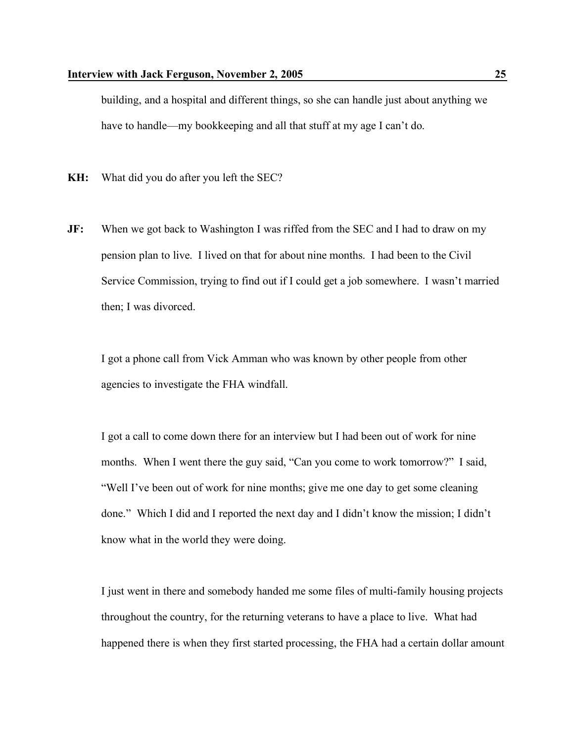building, and a hospital and different things, so she can handle just about anything we have to handle—my bookkeeping and all that stuff at my age I can't do.

**KH:** What did you do after you left the SEC?

**JF:** When we got back to Washington I was riffed from the SEC and I had to draw on my pension plan to live. I lived on that for about nine months. I had been to the Civil Service Commission, trying to find out if I could get a job somewhere. I wasn't married then; I was divorced.

I got a phone call from Vick Amman who was known by other people from other agencies to investigate the FHA windfall.

I got a call to come down there for an interview but I had been out of work for nine months. When I went there the guy said, "Can you come to work tomorrow?" I said, "Well I've been out of work for nine months; give me one day to get some cleaning done." Which I did and I reported the next day and I didn't know the mission; I didn't know what in the world they were doing.

I just went in there and somebody handed me some files of multi-family housing projects throughout the country, for the returning veterans to have a place to live. What had happened there is when they first started processing, the FHA had a certain dollar amount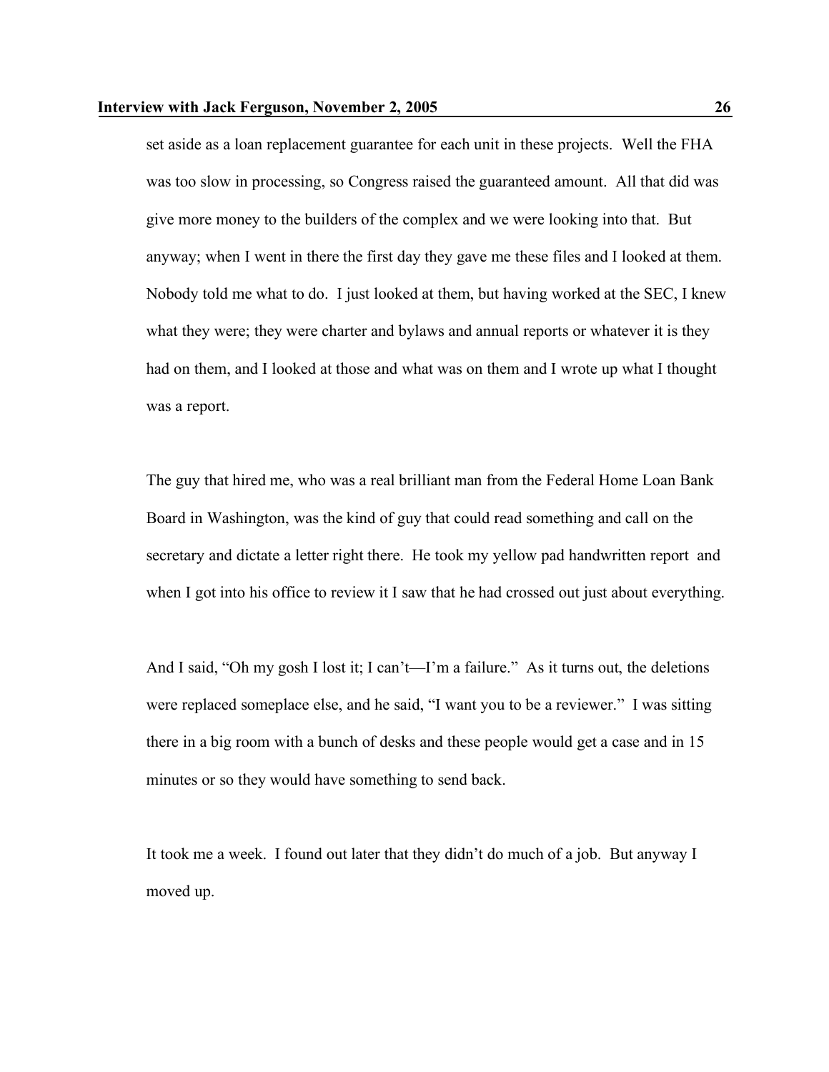set aside as a loan replacement guarantee for each unit in these projects. Well the FHA was too slow in processing, so Congress raised the guaranteed amount. All that did was give more money to the builders of the complex and we were looking into that. But anyway; when I went in there the first day they gave me these files and I looked at them. Nobody told me what to do. I just looked at them, but having worked at the SEC, I knew what they were; they were charter and bylaws and annual reports or whatever it is they had on them, and I looked at those and what was on them and I wrote up what I thought was a report.

The guy that hired me, who was a real brilliant man from the Federal Home Loan Bank Board in Washington, was the kind of guy that could read something and call on the secretary and dictate a letter right there. He took my yellow pad handwritten report and when I got into his office to review it I saw that he had crossed out just about everything.

And I said, "Oh my gosh I lost it; I can't—I'm a failure." As it turns out, the deletions were replaced someplace else, and he said, "I want you to be a reviewer." I was sitting there in a big room with a bunch of desks and these people would get a case and in 15 minutes or so they would have something to send back.

It took me a week. I found out later that they didn't do much of a job. But anyway I moved up.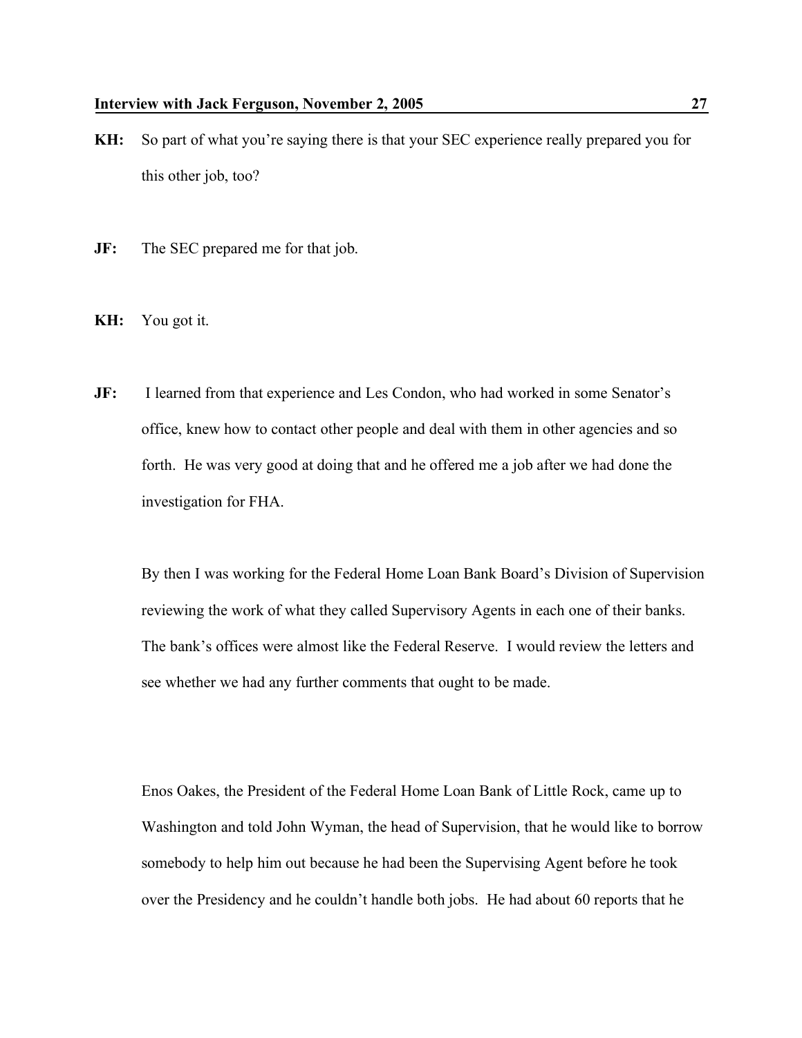**KH:** So part of what you're saying there is that your SEC experience really prepared you for this other job, too?

**JF:** The SEC prepared me for that job.

**KH:** You got it.

**JF:** I learned from that experience and Les Condon, who had worked in some Senator's office, knew how to contact other people and deal with them in other agencies and so forth. He was very good at doing that and he offered me a job after we had done the investigation for FHA.

By then I was working for the Federal Home Loan Bank Board's Division of Supervision reviewing the work of what they called Supervisory Agents in each one of their banks. The bank's offices were almost like the Federal Reserve. I would review the letters and see whether we had any further comments that ought to be made.

Enos Oakes, the President of the Federal Home Loan Bank of Little Rock, came up to Washington and told John Wyman, the head of Supervision, that he would like to borrow somebody to help him out because he had been the Supervising Agent before he took over the Presidency and he couldn't handle both jobs. He had about 60 reports that he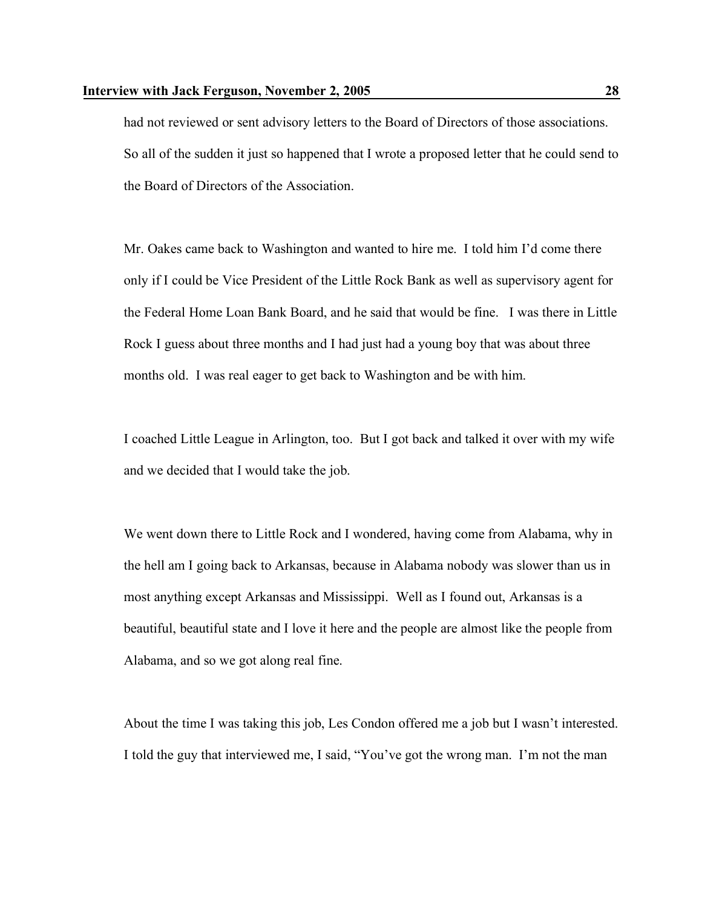had not reviewed or sent advisory letters to the Board of Directors of those associations. So all of the sudden it just so happened that I wrote a proposed letter that he could send to the Board of Directors of the Association.

Mr. Oakes came back to Washington and wanted to hire me. I told him I'd come there only if I could be Vice President of the Little Rock Bank as well as supervisory agent for the Federal Home Loan Bank Board, and he said that would be fine. I was there in Little Rock I guess about three months and I had just had a young boy that was about three months old. I was real eager to get back to Washington and be with him.

I coached Little League in Arlington, too. But I got back and talked it over with my wife and we decided that I would take the job.

We went down there to Little Rock and I wondered, having come from Alabama, why in the hell am I going back to Arkansas, because in Alabama nobody was slower than us in most anything except Arkansas and Mississippi. Well as I found out, Arkansas is a beautiful, beautiful state and I love it here and the people are almost like the people from Alabama, and so we got along real fine.

About the time I was taking this job, Les Condon offered me a job but I wasn't interested. I told the guy that interviewed me, I said, "You've got the wrong man. I'm not the man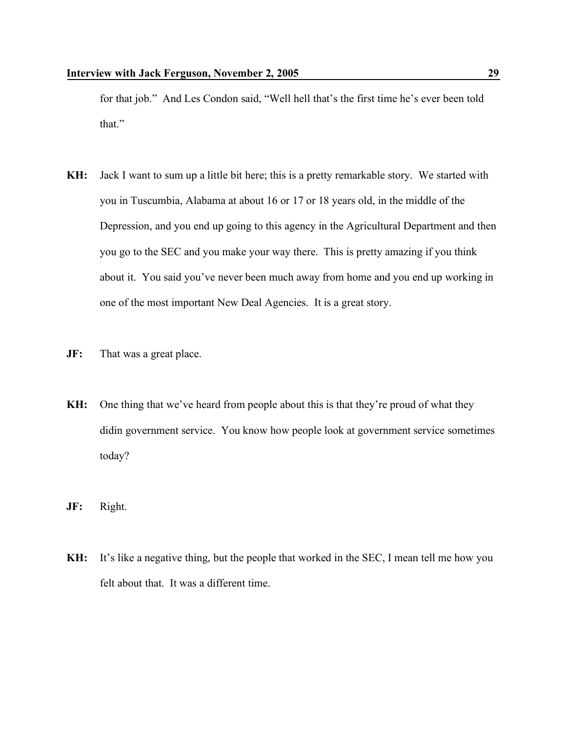for that job." And Les Condon said, "Well hell that's the first time he's ever been told that."

**KH:** Jack I want to sum up a little bit here; this is a pretty remarkable story. We started with you in Tuscumbia, Alabama at about 16 or 17 or 18 years old, in the middle of the Depression, and you end up going to this agency in the Agricultural Department and then you go to the SEC and you make your way there. This is pretty amazing if you think about it. You said you've never been much away from home and you end up working in one of the most important New Deal Agencies. It is a great story.

**JF:** That was a great place.

**KH:** One thing that we've heard from people about this is that they're proud of what they didin government service. You know how people look at government service sometimes today?

**JF:** Right.

**KH:** It's like a negative thing, but the people that worked in the SEC, I mean tell me how you felt about that. It was a different time.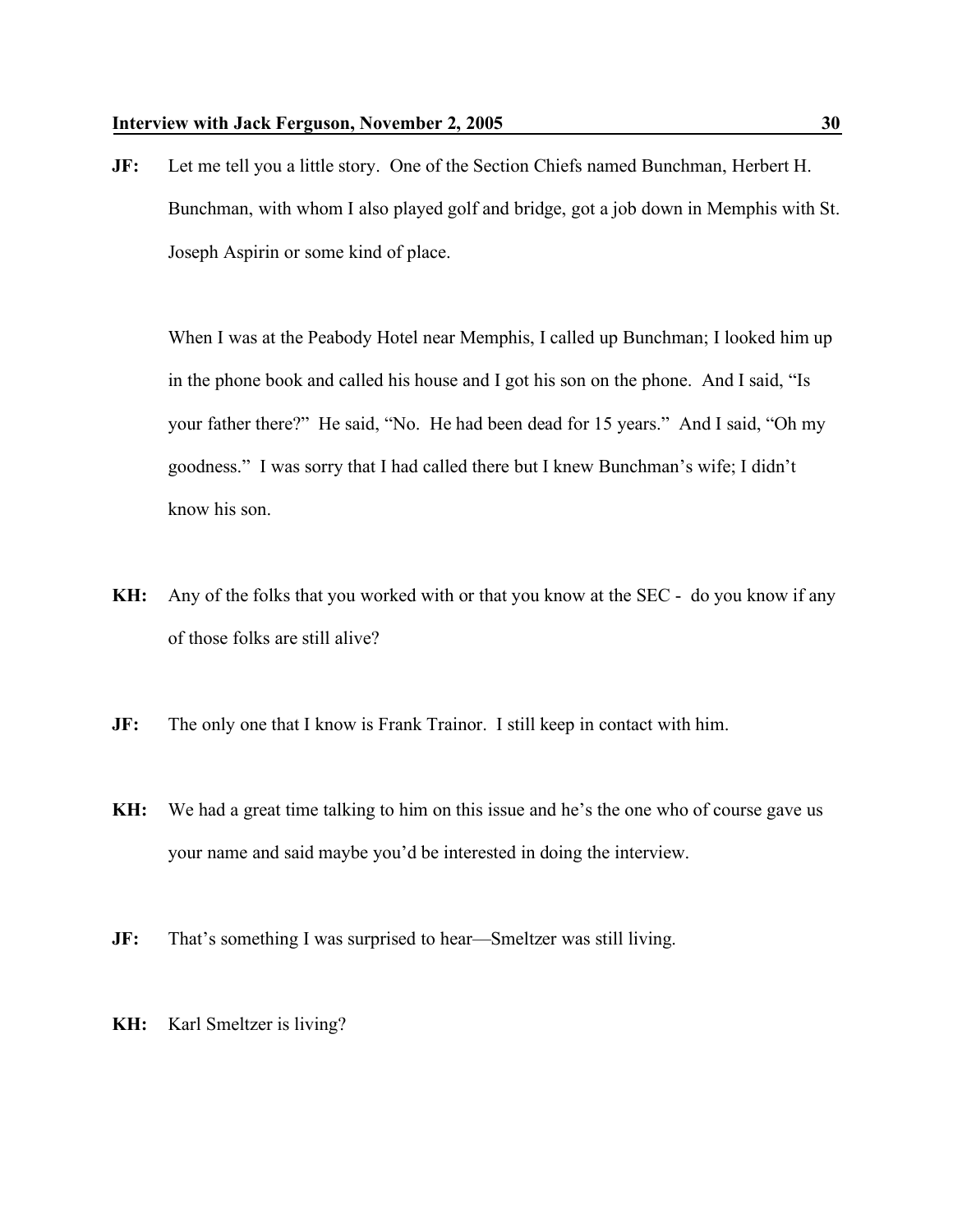**JF:** Let me tell you a little story. One of the Section Chiefs named Bunchman, Herbert H. Bunchman, with whom I also played golf and bridge, got a job down in Memphis with St. Joseph Aspirin or some kind of place.

When I was at the Peabody Hotel near Memphis, I called up Bunchman; I looked him up in the phone book and called his house and I got his son on the phone. And I said, "Is your father there?" He said, "No. He had been dead for 15 years." And I said, "Oh my goodness." I was sorry that I had called there but I knew Bunchman's wife; I didn't know his son.

**KH:** Any of the folks that you worked with or that you know at the SEC - do you know if any of those folks are still alive?

**JF:** The only one that I know is Frank Trainor. I still keep in contact with him.

**KH:** We had a great time talking to him on this issue and he's the one who of course gave us your name and said maybe you'd be interested in doing the interview.

**JF:** That's something I was surprised to hear—Smeltzer was still living.

**KH:** Karl Smeltzer is living?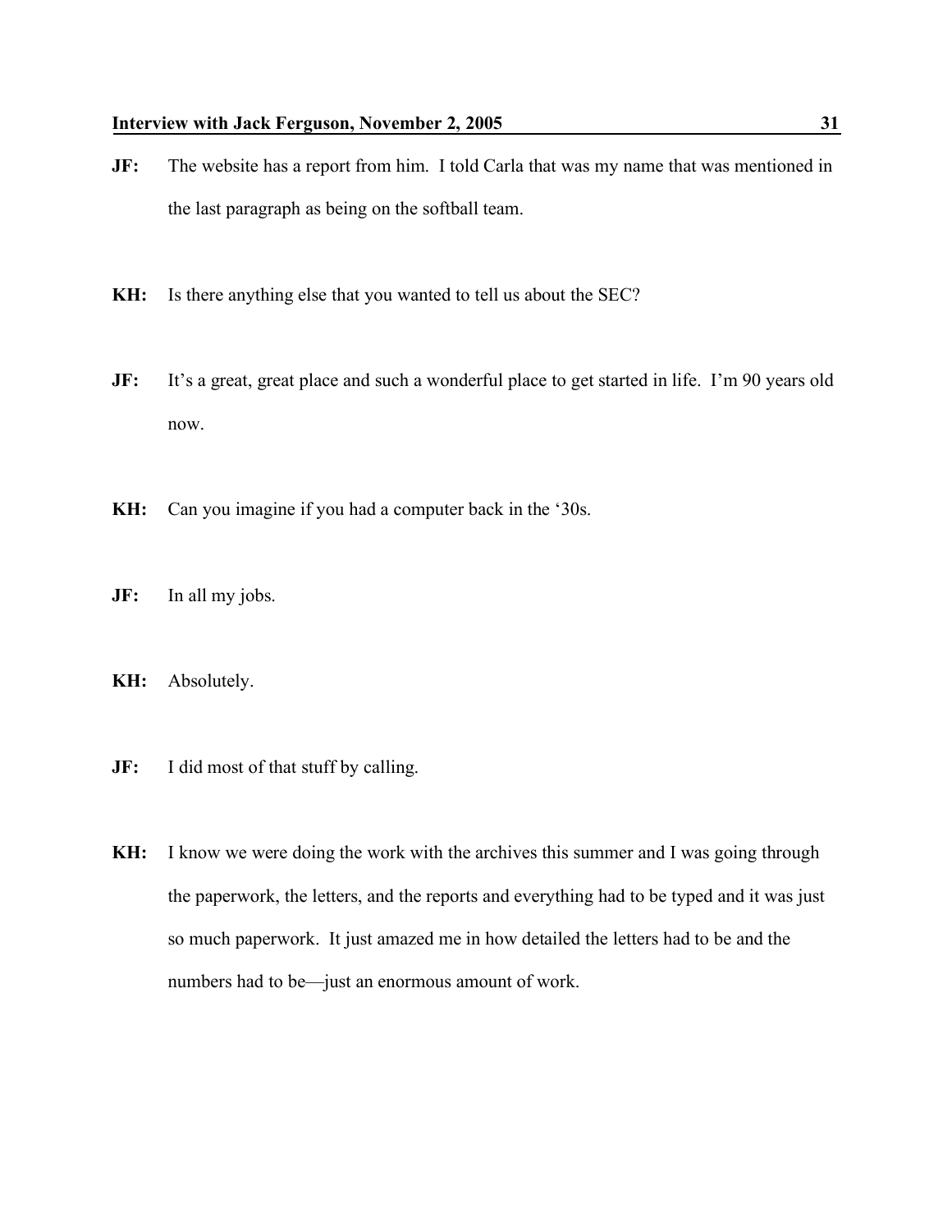**JF:** The website has a report from him. I told Carla that was my name that was mentioned in the last paragraph as being on the softball team.

**KH:** Is there anything else that you wanted to tell us about the SEC?

**JF:** It's a great, great place and such a wonderful place to get started in life. I'm 90 years old now.

**KH:** Can you imagine if you had a computer back in the '30s.

**JF:** In all my jobs.

**KH:** Absolutely.

**JF:** I did most of that stuff by calling.

**KH:** I know we were doing the work with the archives this summer and I was going through the paperwork, the letters, and the reports and everything had to be typed and it was just so much paperwork. It just amazed me in how detailed the letters had to be and the numbers had to be—just an enormous amount of work.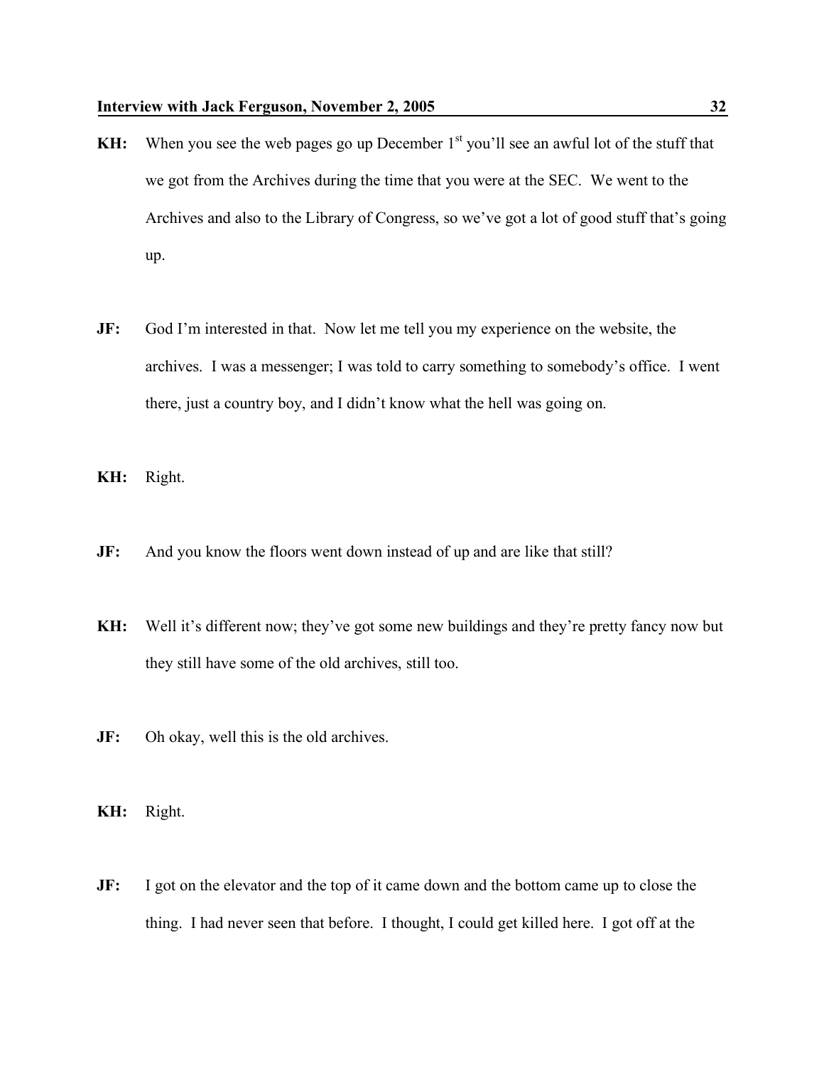**KH:** When you see the web pages go up December 1st you'll see an awful lot of the stuff that we got from the Archives during the time that you were at the SEC. We went to the Archives and also to the Library of Congress, so we've got a lot of good stuff that's going up.

**JF:** God I'm interested in that. Now let me tell you my experience on the website, the archives. I was a messenger; I was told to carry something to somebody's office. I went there, just a country boy, and I didn't know what the hell was going on.

**KH:** Right.

**JF:** And you know the floors went down instead of up and are like that still?

**KH:** Well it's different now; they've got some new buildings and they're pretty fancy now but they still have some of the old archives, still too.

**JF:** Oh okay, well this is the old archives.

**KH:** Right.

**JF:** I got on the elevator and the top of it came down and the bottom came up to close the thing. I had never seen that before. I thought, I could get killed here. I got off at the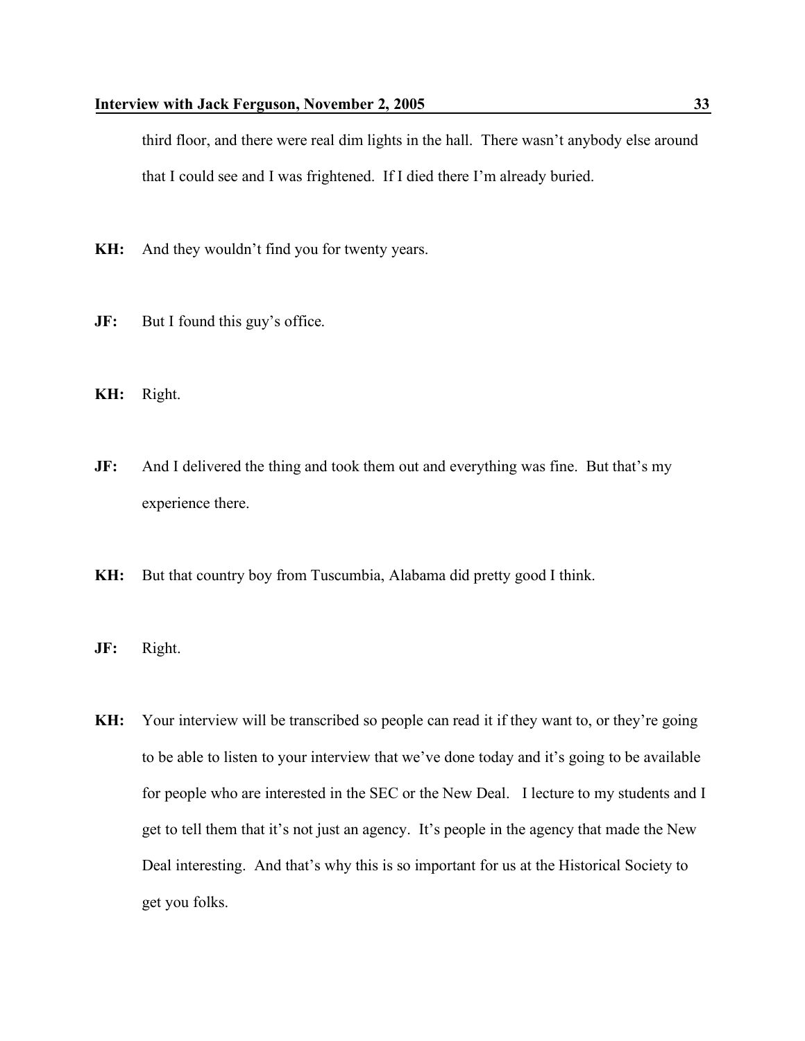third floor, and there were real dim lights in the hall. There wasn't anybody else around that I could see and I was frightened. If I died there I'm already buried.

**KH:** And they wouldn't find you for twenty years.

**JF:** But I found this guy's office.

**KH:** Right.

**JF:** And I delivered the thing and took them out and everything was fine. But that's my experience there.

**KH:** But that country boy from Tuscumbia, Alabama did pretty good I think.

**JF:** Right.

**KH:** Your interview will be transcribed so people can read it if they want to, or they're going to be able to listen to your interview that we've done today and it's going to be available for people who are interested in the SEC or the New Deal. I lecture to my students and I get to tell them that it's not just an agency. It's people in the agency that made the New Deal interesting. And that's why this is so important for us at the Historical Society to get you folks.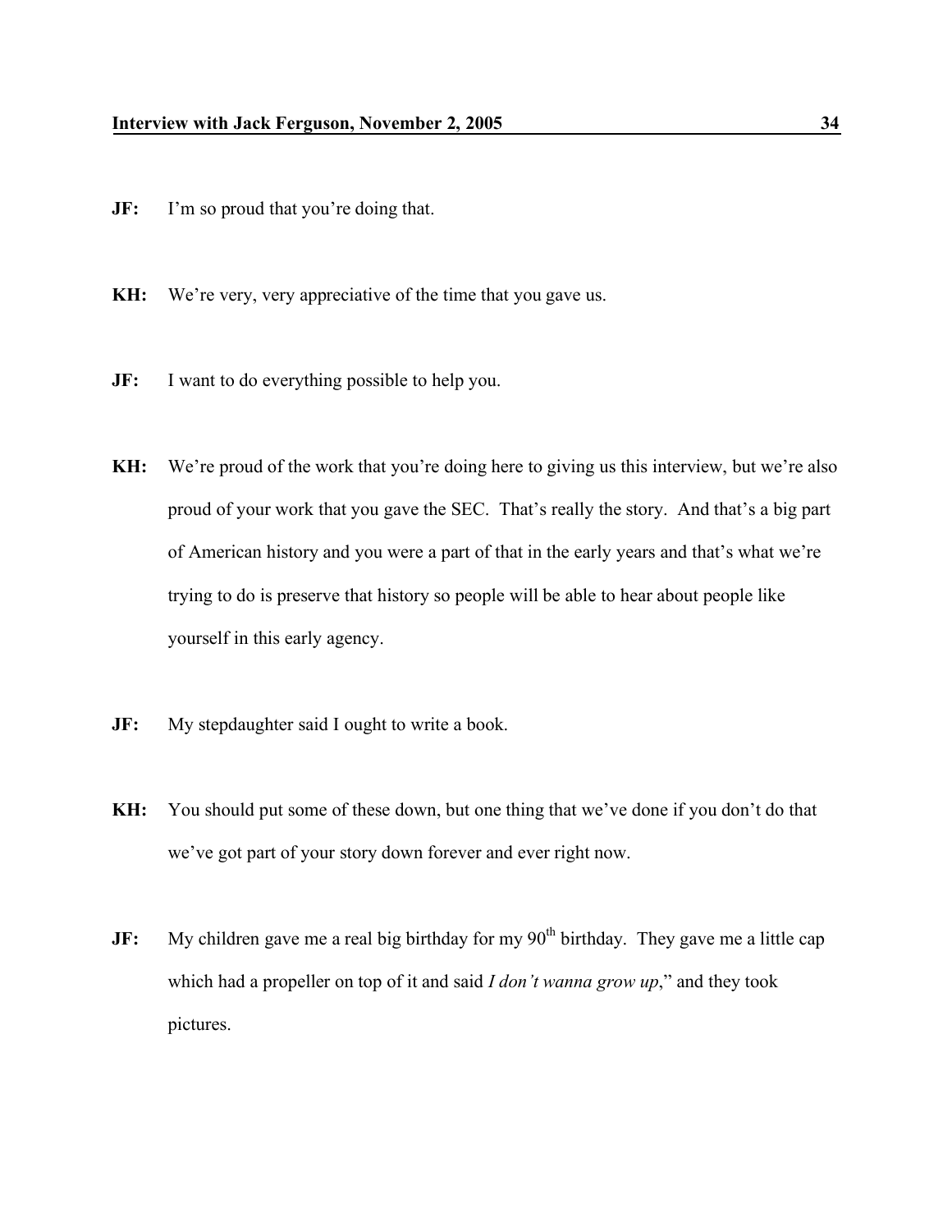**JF:** I'm so proud that you're doing that.

**KH:** We're very, very appreciative of the time that you gave us.

**JF:** I want to do everything possible to help you.

**KH:** We're proud of the work that you're doing here to giving us this interview, but we're also proud of your work that you gave the SEC. That's really the story. And that's a big part of American history and you were a part of that in the early years and that's what we're trying to do is preserve that history so people will be able to hear about people like yourself in this early agency.

**JF:** My stepdaughter said I ought to write a book.

**KH:** You should put some of these down, but one thing that we've done if you don't do that we've got part of your story down forever and ever right now.

**JF:** My children gave me a real big birthday for my 90th birthday. They gave me a little cap which had a propeller on top of it and said *I don't wanna grow up*," and they took pictures.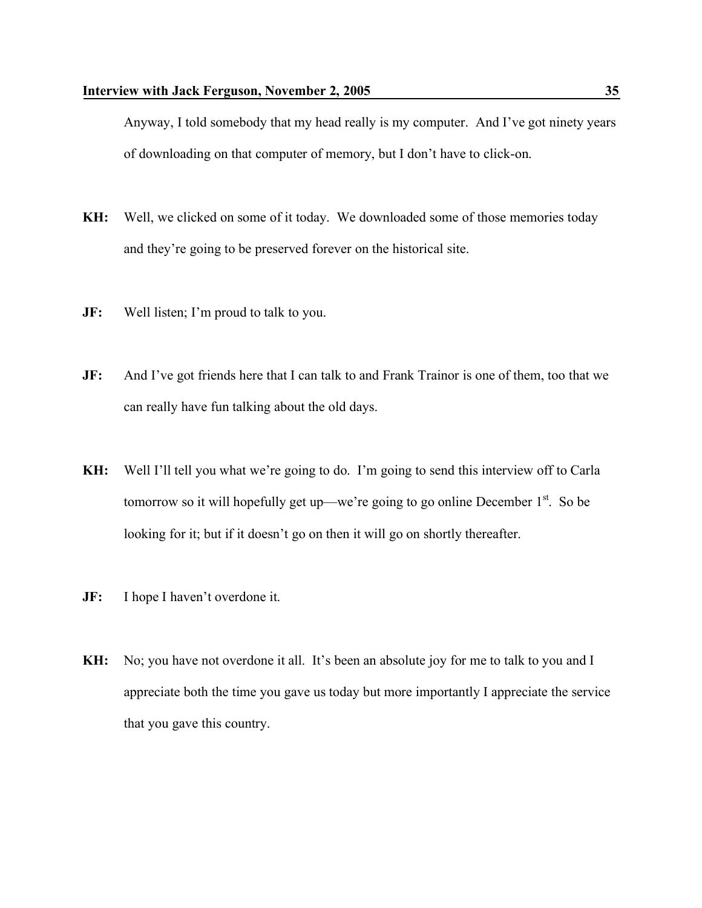Anyway, I told somebody that my head really is my computer. And I've got ninety years of downloading on that computer of memory, but I don't have to click-on.

**KH:** Well, we clicked on some of it today. We downloaded some of those memories today and they're going to be preserved forever on the historical site.

**JF:** Well listen; I'm proud to talk to you.

**JF:** And I've got friends here that I can talk to and Frank Trainor is one of them, too that we can really have fun talking about the old days.

**KH:** Well I'll tell you what we're going to do. I'm going to send this interview off to Carla tomorrow so it will hopefully get up—we're going to go online December 1st. So be looking for it; but if it doesn't go on then it will go on shortly thereafter.

**JF:** I hope I haven't overdone it.

**KH:** No; you have not overdone it all. It's been an absolute joy for me to talk to you and I appreciate both the time you gave us today but more importantly I appreciate the service that you gave this country.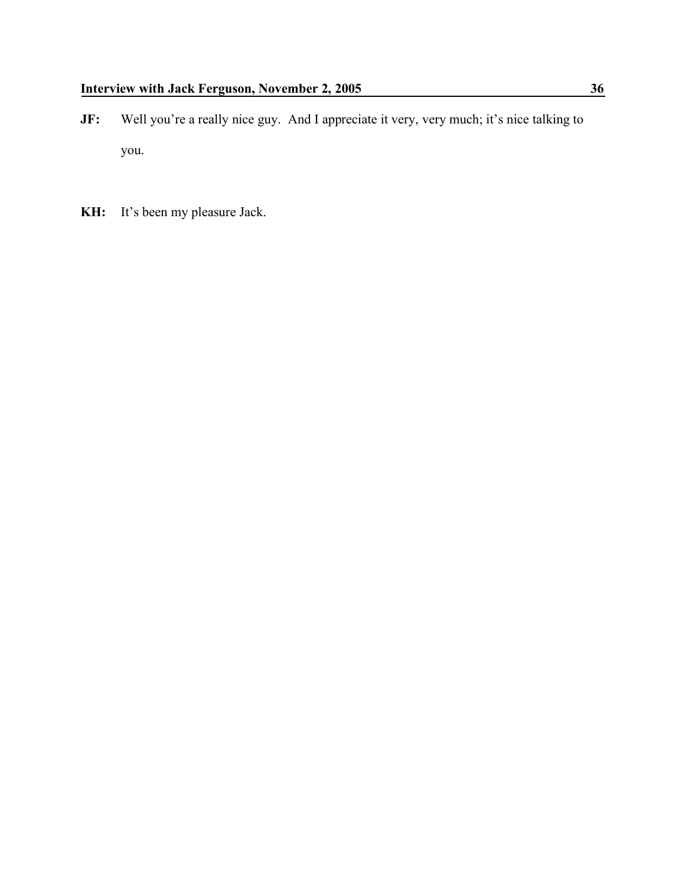**JF:** Well you're a really nice guy. And I appreciate it very, very much; it's nice talking to you.

**KH:** It's been my pleasure Jack.